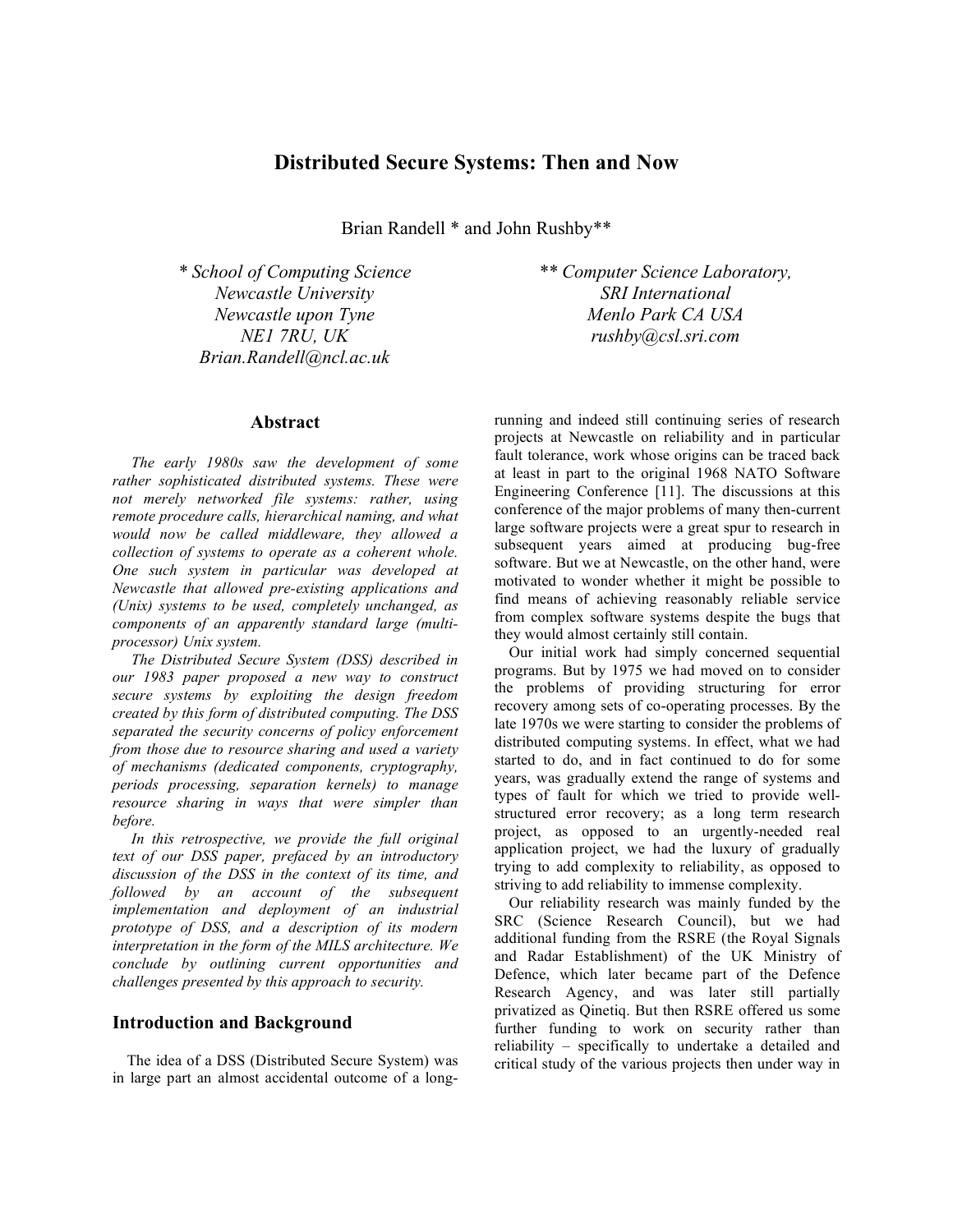# Distributed Secure Systems: Then and Now

Brian Randell * and John Rushby**

*\* School of Computing Science*
*Newcastle University*
*Newcastle upon Tyne*
*NE1 7RU, UK*
*Brian.Randell@ncl.ac.uk*

*\*\* Computer Science Laboratory,*
*SRI International*
*Menlo Park CA USA*
*rushby@csl.sri.com*

## Abstract

*The early 1980s saw the development of some rather sophisticated distributed systems. These were not merely networked file systems: rather, using remote procedure calls, hierarchical naming, and what would now be called middleware, they allowed a collection of systems to operate as a coherent whole. One such system in particular was developed at Newcastle that allowed pre-existing applications and (Unix) systems to be used, completely unchanged, as components of an apparently standard large (multi-processor) Unix system.*

*The Distributed Secure System (DSS) described in our 1983 paper proposed a new way to construct secure systems by exploiting the design freedom created by this form of distributed computing. The DSS separated the security concerns of policy enforcement from those due to resource sharing and used a variety of mechanisms (dedicated components, cryptography, periods processing, separation kernels) to manage resource sharing in ways that were simpler than before.*

*In this retrospective, we provide the full original text of our DSS paper, prefaced by an introductory discussion of the DSS in the context of its time, and followed by an account of the subsequent implementation and deployment of an industrial prototype of DSS, and a description of its modern interpretation in the form of the MILS architecture. We conclude by outlining current opportunities and challenges presented by this approach to security.*

## Introduction and Background

The idea of a DSS (Distributed Secure System) was in large part an almost accidental outcome of a long-running and indeed still continuing series of research projects at Newcastle on reliability and in particular fault tolerance, work whose origins can be traced back at least in part to the original 1968 NATO Software Engineering Conference [11]. The discussions at this conference of the major problems of many then-current large software projects were a great spur to research in subsequent years aimed at producing bug-free software. But we at Newcastle, on the other hand, were motivated to wonder whether it might be possible to find means of achieving reasonably reliable service from complex software systems despite the bugs that they would almost certainly still contain.

Our initial work had simply concerned sequential programs. But by 1975 we had moved on to consider the problems of providing structuring for error recovery among sets of co-operating processes. By the late 1970s we were starting to consider the problems of distributed computing systems. In effect, what we had started to do, and in fact continued to do for some years, was gradually extend the range of systems and types of fault for which we tried to provide well-structured error recovery; as a long term research project, as opposed to an urgently-needed real application project, we had the luxury of gradually trying to add complexity to reliability, as opposed to striving to add reliability to immense complexity.

Our reliability research was mainly funded by the SRC (Science Research Council), but we had additional funding from the RSRE (the Royal Signals and Radar Establishment) of the UK Ministry of Defence, which later became part of the Defence Research Agency, and was later still partially privatized as Qinetiq. But then RSRE offered us some further funding to work on security rather than reliability – specifically to undertake a detailed and critical study of the various projects then under way in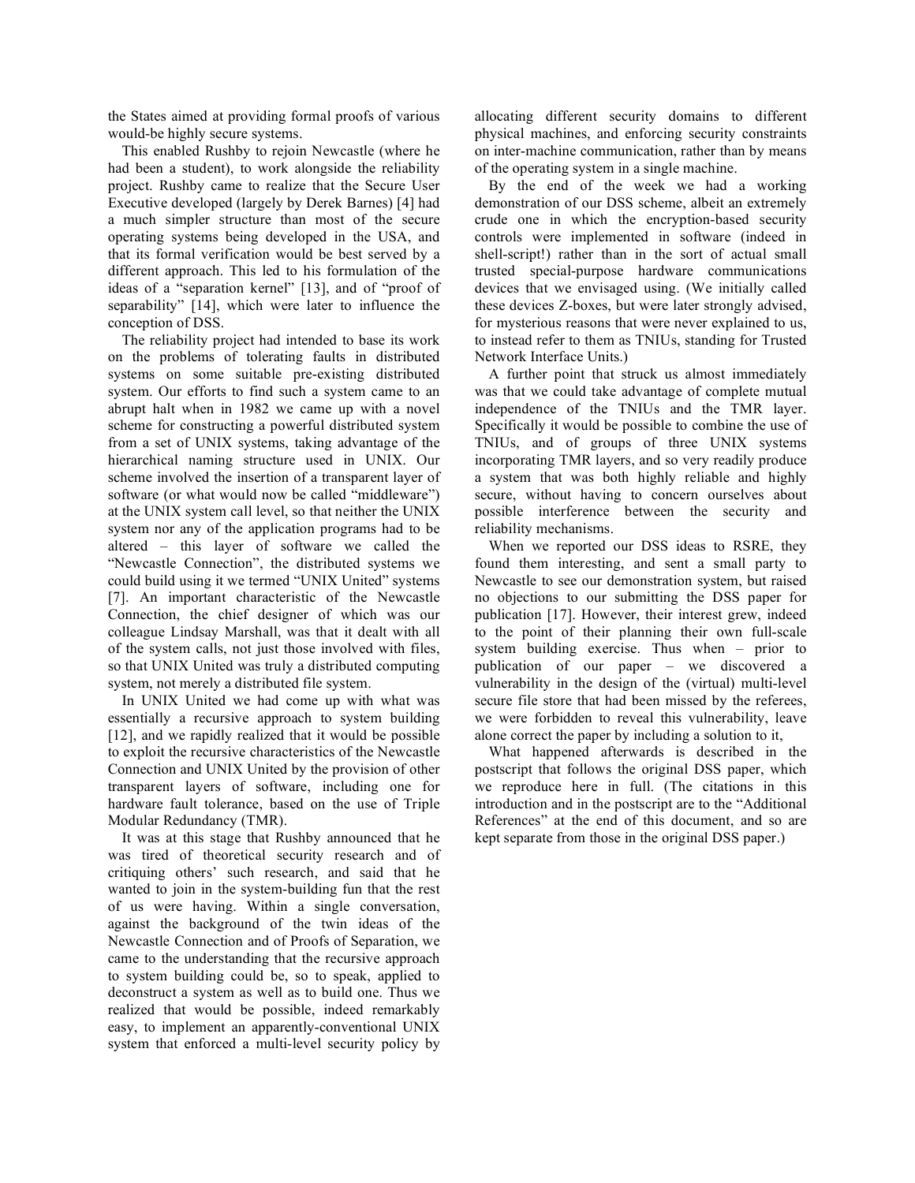the States aimed at providing formal proofs of various would-be highly secure systems.

This enabled Rushby to rejoin Newcastle (where he had been a student), to work alongside the reliability project. Rushby came to realize that the Secure User Executive developed (largely by Derek Barnes) [4] had a much simpler structure than most of the secure operating systems being developed in the USA, and that its formal verification would be best served by a different approach. This led to his formulation of the ideas of a "separation kernel" [13], and of "proof of separability" [14], which were later to influence the conception of DSS.

The reliability project had intended to base its work on the problems of tolerating faults in distributed systems on some suitable pre-existing distributed system. Our efforts to find such a system came to an abrupt halt when in 1982 we came up with a novel scheme for constructing a powerful distributed system from a set of UNIX systems, taking advantage of the hierarchical naming structure used in UNIX. Our scheme involved the insertion of a transparent layer of software (or what would now be called "middleware") at the UNIX system call level, so that neither the UNIX system nor any of the application programs had to be altered – this layer of software we called the "Newcastle Connection", the distributed systems we could build using it we termed "UNIX United" systems [7]. An important characteristic of the Newcastle Connection, the chief designer of which was our colleague Lindsay Marshall, was that it dealt with all of the system calls, not just those involved with files, so that UNIX United was truly a distributed computing system, not merely a distributed file system.

In UNIX United we had come up with what was essentially a recursive approach to system building [12], and we rapidly realized that it would be possible to exploit the recursive characteristics of the Newcastle Connection and UNIX United by the provision of other transparent layers of software, including one for hardware fault tolerance, based on the use of Triple Modular Redundancy (TMR).

It was at this stage that Rushby announced that he was tired of theoretical security research and of critiquing others' such research, and said that he wanted to join in the system-building fun that the rest of us were having. Within a single conversation, against the background of the twin ideas of the Newcastle Connection and of Proofs of Separation, we came to the understanding that the recursive approach to system building could be, so to speak, applied to deconstruct a system as well as to build one. Thus we realized that would be possible, indeed remarkably easy, to implement an apparently-conventional UNIX system that enforced a multi-level security policy by allocating different security domains to different physical machines, and enforcing security constraints on inter-machine communication, rather than by means of the operating system in a single machine.

By the end of the week we had a working demonstration of our DSS scheme, albeit an extremely crude one in which the encryption-based security controls were implemented in software (indeed in shell-script!) rather than in the sort of actual small trusted special-purpose hardware communications devices that we envisaged using. (We initially called these devices Z-boxes, but were later strongly advised, for mysterious reasons that were never explained to us, to instead refer to them as TNIUs, standing for Trusted Network Interface Units.)

A further point that struck us almost immediately was that we could take advantage of complete mutual independence of the TNIUs and the TMR layer. Specifically it would be possible to combine the use of TNIUs, and of groups of three UNIX systems incorporating TMR layers, and so very readily produce a system that was both highly reliable and highly secure, without having to concern ourselves about possible interference between the security and reliability mechanisms.

When we reported our DSS ideas to RSRE, they found them interesting, and sent a small party to Newcastle to see our demonstration system, but raised no objections to our submitting the DSS paper for publication [17]. However, their interest grew, indeed to the point of their planning their own full-scale system building exercise. Thus when – prior to publication of our paper – we discovered a vulnerability in the design of the (virtual) multi-level secure file store that had been missed by the referees, we were forbidden to reveal this vulnerability, leave alone correct the paper by including a solution to it,

What happened afterwards is described in the postscript that follows the original DSS paper, which we reproduce here in full. (The citations in this introduction and in the postscript are to the "Additional References" at the end of this document, and so are kept separate from those in the original DSS paper.)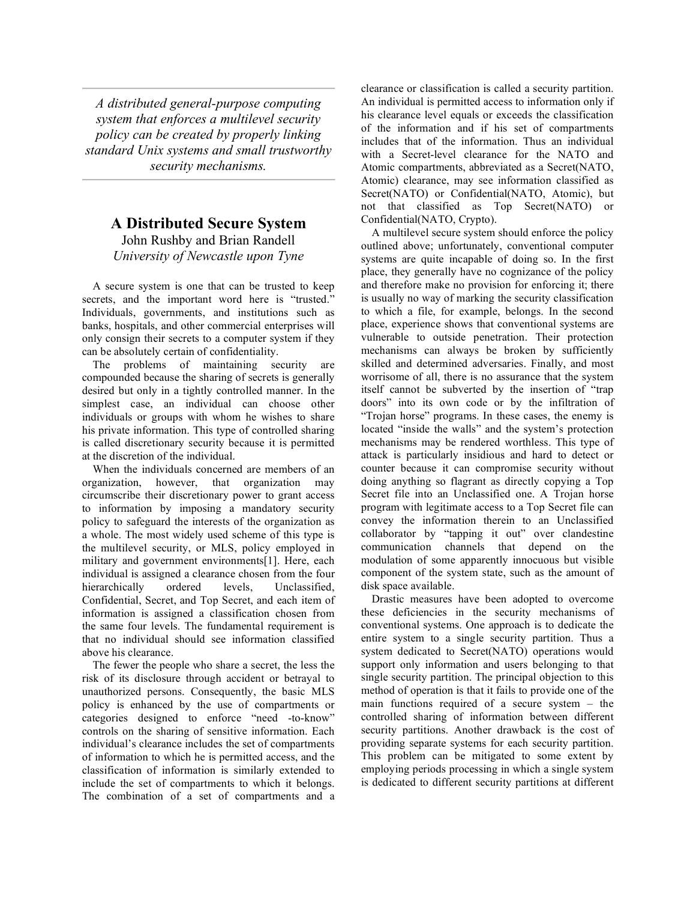*A distributed general-purpose computing system that enforces a multilevel security policy can be created by properly linking standard Unix systems and small trustworthy security mechanisms.*

# A Distributed Secure System

John Rushby and Brian Randell
*University of Newcastle upon Tyne*

A secure system is one that can be trusted to keep secrets, and the important word here is "trusted." Individuals, governments, and institutions such as banks, hospitals, and other commercial enterprises will only consign their secrets to a computer system if they can be absolutely certain of confidentiality.

The problems of maintaining security are compounded because the sharing of secrets is generally desired but only in a tightly controlled manner. In the simplest case, an individual can choose other individuals or groups with whom he wishes to share his private information. This type of controlled sharing is called discretionary security because it is permitted at the discretion of the individual.

When the individuals concerned are members of an organization, however, that organization may circumscribe their discretionary power to grant access to information by imposing a mandatory security policy to safeguard the interests of the organization as a whole. The most widely used scheme of this type is the multilevel security, or MLS, policy employed in military and government environments[1]. Here, each individual is assigned a clearance chosen from the four hierarchically ordered levels, Unclassified, Confidential, Secret, and Top Secret, and each item of information is assigned a classification chosen from the same four levels. The fundamental requirement is that no individual should see information classified above his clearance.

The fewer the people who share a secret, the less the risk of its disclosure through accident or betrayal to unauthorized persons. Consequently, the basic MLS policy is enhanced by the use of compartments or categories designed to enforce "need -to-know" controls on the sharing of sensitive information. Each individual's clearance includes the set of compartments of information to which he is permitted access, and the classification of information is similarly extended to include the set of compartments to which it belongs. The combination of a set of compartments and a clearance or classification is called a security partition. An individual is permitted access to information only if his clearance level equals or exceeds the classification of the information and if his set of compartments includes that of the information. Thus an individual with a Secret-level clearance for the NATO and Atomic compartments, abbreviated as a Secret(NATO, Atomic) clearance, may see information classified as Secret(NATO) or Confidential(NATO, Atomic), but not that classified as Top Secret(NATO) or Confidential(NATO, Crypto).

A multilevel secure system should enforce the policy outlined above; unfortunately, conventional computer systems are quite incapable of doing so. In the first place, they generally have no cognizance of the policy and therefore make no provision for enforcing it; there is usually no way of marking the security classification to which a file, for example, belongs. In the second place, experience shows that conventional systems are vulnerable to outside penetration. Their protection mechanisms can always be broken by sufficiently skilled and determined adversaries. Finally, and most worrisome of all, there is no assurance that the system itself cannot be subverted by the insertion of "trap doors" into its own code or by the infiltration of "Trojan horse" programs. In these cases, the enemy is located "inside the walls" and the system's protection mechanisms may be rendered worthless. This type of attack is particularly insidious and hard to detect or counter because it can compromise security without doing anything so flagrant as directly copying a Top Secret file into an Unclassified one. A Trojan horse program with legitimate access to a Top Secret file can convey the information therein to an Unclassified collaborator by "tapping it out" over clandestine communication channels that depend on the modulation of some apparently innocuous but visible component of the system state, such as the amount of disk space available.

Drastic measures have been adopted to overcome these deficiencies in the security mechanisms of conventional systems. One approach is to dedicate the entire system to a single security partition. Thus a system dedicated to Secret(NATO) operations would support only information and users belonging to that single security partition. The principal objection to this method of operation is that it fails to provide one of the main functions required of a secure system – the controlled sharing of information between different security partitions. Another drawback is the cost of providing separate systems for each security partition. This problem can be mitigated to some extent by employing periods processing in which a single system is dedicated to different security partitions at different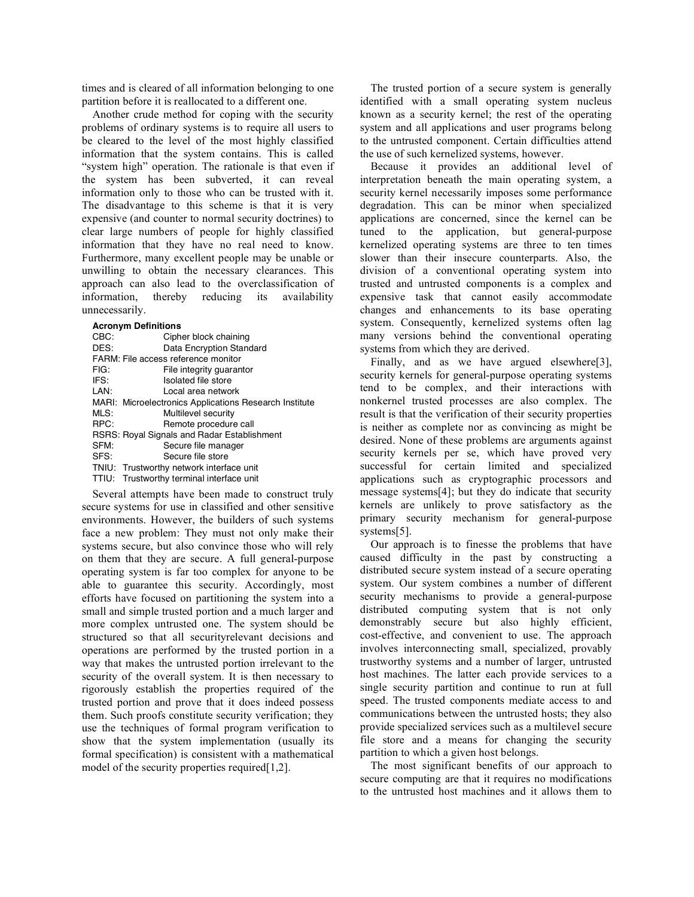times and is cleared of all information belonging to one partition before it is reallocated to a different one.

Another crude method for coping with the security problems of ordinary systems is to require all users to be cleared to the level of the most highly classified information that the system contains. This is called "system high" operation. The rationale is that even if the system has been subverted, it can reveal information only to those who can be trusted with it. The disadvantage to this scheme is that it is very expensive (and counter to normal security doctrines) to clear large numbers of people for highly classified information that they have no real need to know. Furthermore, many excellent people may be unable or unwilling to obtain the necessary clearances. This approach can also lead to the overclassification of information, thereby reducing its availability unnecessarily.

**Acronym Definitions**

| | |
|---|---|
| CBC: | Cipher block chaining |
| DES: | Data Encryption Standard |
| FARM: | File access reference monitor |
| FIG: | File integrity guarantor |
| IFS: | Isolated file store |
| LAN: | Local area network |
| MARI: | Microelectronics Applications Research Institute |
| MLS: | Multilevel security |
| RPC: | Remote procedure call |
| RSRS: | Royal Signals and Radar Establishment |
| SFM: | Secure file manager |
| SFS: | Secure file store |
| TNIU: | Trustworthy network interface unit |
| TTIU: | Trustworthy terminal interface unit |

Several attempts have been made to construct truly secure systems for use in classified and other sensitive environments. However, the builders of such systems face a new problem: They must not only make their systems secure, but also convince those who will rely on them that they are secure. A full general-purpose operating system is far too complex for anyone to be able to guarantee this security. Accordingly, most efforts have focused on partitioning the system into a small and simple trusted portion and a much larger and more complex untrusted one. The system should be structured so that all securityrelevant decisions and operations are performed by the trusted portion in a way that makes the untrusted portion irrelevant to the security of the overall system. It is then necessary to rigorously establish the properties required of the trusted portion and prove that it does indeed possess them. Such proofs constitute security verification; they use the techniques of formal program verification to show that the system implementation (usually its formal specification) is consistent with a mathematical model of the security properties required[1,2].

The trusted portion of a secure system is generally identified with a small operating system nucleus known as a security kernel; the rest of the operating system and all applications and user programs belong to the untrusted component. Certain difficulties attend the use of such kernelized systems, however.

Because it provides an additional level of interpretation beneath the main operating system, a security kernel necessarily imposes some performance degradation. This can be minor when specialized applications are concerned, since the kernel can be tuned to the application, but general-purpose kernelized operating systems are three to ten times slower than their insecure counterparts. Also, the division of a conventional operating system into trusted and untrusted components is a complex and expensive task that cannot easily accommodate changes and enhancements to its base operating system. Consequently, kernelized systems often lag many versions behind the conventional operating systems from which they are derived.

Finally, and as we have argued elsewhere[3], security kernels for general-purpose operating systems tend to be complex, and their interactions with nonkernel trusted processes are also complex. The result is that the verification of their security properties is neither as complete nor as convincing as might be desired. None of these problems are arguments against security kernels per se, which have proved very successful for certain limited and specialized applications such as cryptographic processors and message systems[4]; but they do indicate that security kernels are unlikely to prove satisfactory as the primary security mechanism for general-purpose systems[5].

Our approach is to finesse the problems that have caused difficulty in the past by constructing a distributed secure system instead of a secure operating system. Our system combines a number of different security mechanisms to provide a general-purpose distributed computing system that is not only demonstrably secure but also highly efficient, cost-effective, and convenient to use. The approach involves interconnecting small, specialized, provably trustworthy systems and a number of larger, untrusted host machines. The latter each provide services to a single security partition and continue to run at full speed. The trusted components mediate access to and communications between the untrusted hosts; they also provide specialized services such as a multilevel secure file store and a means for changing the security partition to which a given host belongs.

The most significant benefits of our approach to secure computing are that it requires no modifications to the untrusted host machines and it allows them to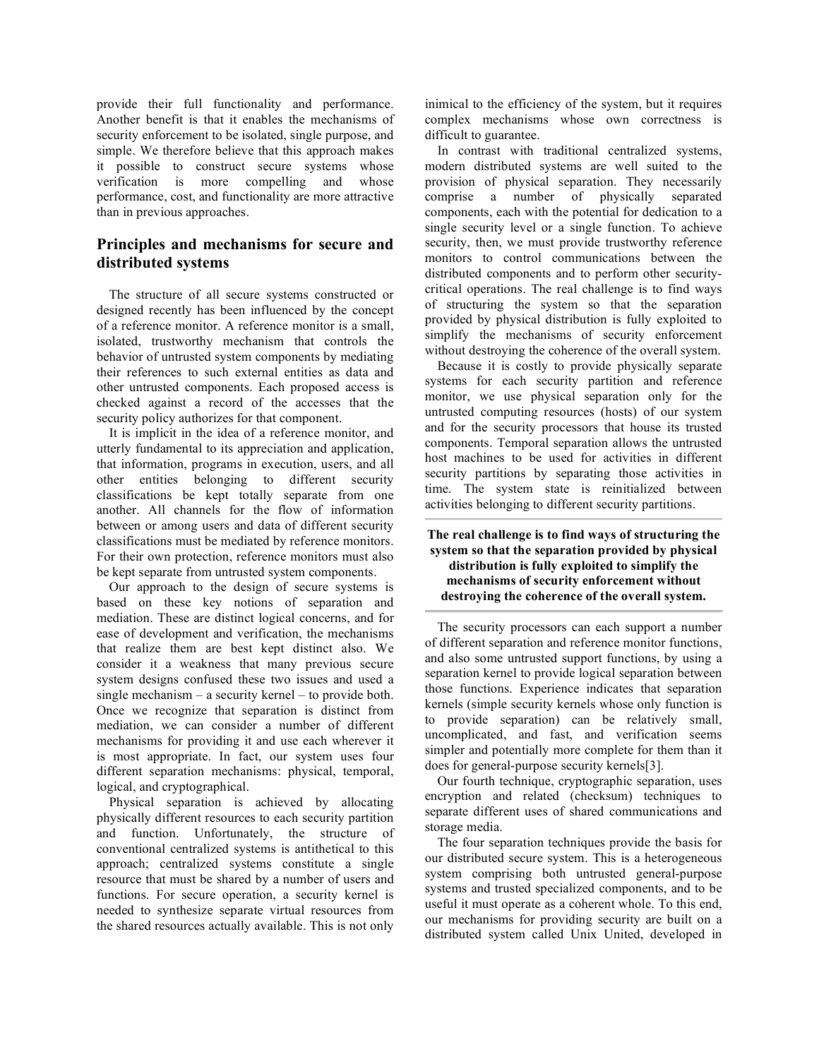provide their full functionality and performance. Another benefit is that it enables the mechanisms of security enforcement to be isolated, single purpose, and simple. We therefore believe that this approach makes it possible to construct secure systems whose verification is more compelling and whose performance, cost, and functionality are more attractive than in previous approaches.

## Principles and mechanisms for secure and distributed systems

The structure of all secure systems constructed or designed recently has been influenced by the concept of a reference monitor. A reference monitor is a small, isolated, trustworthy mechanism that controls the behavior of untrusted system components by mediating their references to such external entities as data and other untrusted components. Each proposed access is checked against a record of the accesses that the security policy authorizes for that component.

It is implicit in the idea of a reference monitor, and utterly fundamental to its appreciation and application, that information, programs in execution, users, and all other entities belonging to different security classifications be kept totally separate from one another. All channels for the flow of information between or among users and data of different security classifications must be mediated by reference monitors. For their own protection, reference monitors must also be kept separate from untrusted system components.

Our approach to the design of secure systems is based on these key notions of separation and mediation. These are distinct logical concerns, and for ease of development and verification, the mechanisms that realize them are best kept distinct also. We consider it a weakness that many previous secure system designs confused these two issues and used a single mechanism – a security kernel – to provide both. Once we recognize that separation is distinct from mediation, we can consider a number of different mechanisms for providing it and use each wherever it is most appropriate. In fact, our system uses four different separation mechanisms: physical, temporal, logical, and cryptographical.

Physical separation is achieved by allocating physically different resources to each security partition and function. Unfortunately, the structure of conventional centralized systems is antithetical to this approach; centralized systems constitute a single resource that must be shared by a number of users and functions. For secure operation, a security kernel is needed to synthesize separate virtual resources from the shared resources actually available. This is not only inimical to the efficiency of the system, but it requires complex mechanisms whose own correctness is difficult to guarantee.

In contrast with traditional centralized systems, modern distributed systems are well suited to the provision of physical separation. They necessarily comprise a number of physically separated components, each with the potential for dedication to a single security level or a single function. To achieve security, then, we must provide trustworthy reference monitors to control communications between the distributed components and to perform other security-critical operations. The real challenge is to find ways of structuring the system so that the separation provided by physical distribution is fully exploited to simplify the mechanisms of security enforcement without destroying the coherence of the overall system.

Because it is costly to provide physically separate systems for each security partition and reference monitor, we use physical separation only for the untrusted computing resources (hosts) of our system and for the security processors that house its trusted components. Temporal separation allows the untrusted host machines to be used for activities in different security partitions by separating those activities in time. The system state is reinitialized between activities belonging to different security partitions.

**The real challenge is to find ways of structuring the system so that the separation provided by physical distribution is fully exploited to simplify the mechanisms of security enforcement without destroying the coherence of the overall system.**

The security processors can each support a number of different separation and reference monitor functions, and also some untrusted support functions, by using a separation kernel to provide logical separation between those functions. Experience indicates that separation kernels (simple security kernels whose only function is to provide separation) can be relatively small, uncomplicated, and fast, and verification seems simpler and potentially more complete for them than it does for general-purpose security kernels[3].

Our fourth technique, cryptographic separation, uses encryption and related (checksum) techniques to separate different uses of shared communications and storage media.

The four separation techniques provide the basis for our distributed secure system. This is a heterogeneous system comprising both untrusted general-purpose systems and trusted specialized components, and to be useful it must operate as a coherent whole. To this end, our mechanisms for providing security are built on a distributed system called Unix United, developed in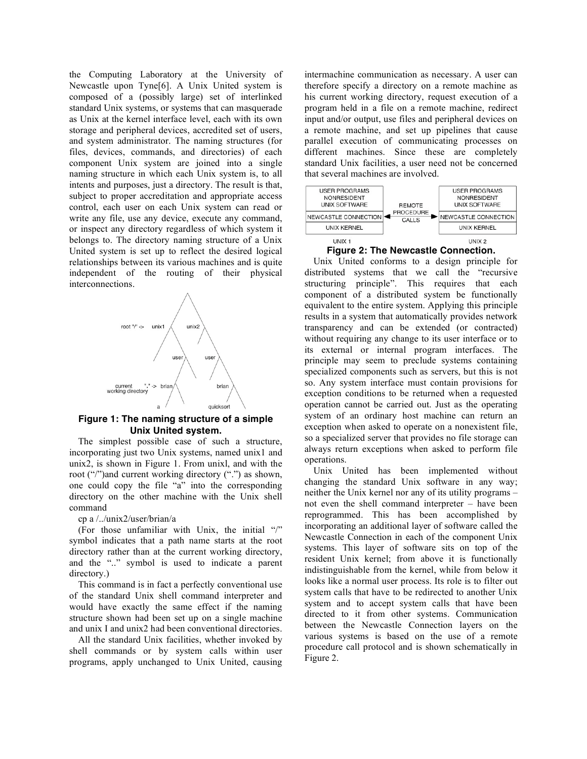the Computing Laboratory at the University of Newcastle upon Tyne[6]. A Unix United system is composed of a (possibly large) set of interlinked standard Unix systems, or systems that can masquerade as Unix at the kernel interface level, each with its own storage and peripheral devices, accredited set of users, and system administrator. The naming structures (for files, devices, commands, and directories) of each component Unix system are joined into a single naming structure in which each Unix system is, to all intents and purposes, just a directory. The result is that, subject to proper accreditation and appropriate access control, each user on each Unix system can read or write any file, use any device, execute any command, or inspect any directory regardless of which system it belongs to. The directory naming structure of a Unix United system is set up to reflect the desired logical relationships between its various machines and is quite independent of the routing of their physical interconnections.

**Figure 1: The naming structure of a simple Unix United system.**

The simplest possible case of such a structure, incorporating just two Unix systems, named unix1 and unix2, is shown in Figure 1. From unixl, and with the root ("/")and current working directory (".") as shown, one could copy the file "a" into the corresponding directory on the other machine with the Unix shell command

cp a /../unix2/user/brian/a

(For those unfamiliar with Unix, the initial "/" symbol indicates that a path name starts at the root directory rather than at the current working directory, and the ".." symbol is used to indicate a parent directory.)

This command is in fact a perfectly conventional use of the standard Unix shell command interpreter and would have exactly the same effect if the naming structure shown had been set up on a single machine and unix I and unix2 had been conventional directories.

All the standard Unix facilities, whether invoked by shell commands or by system calls within user programs, apply unchanged to Unix United, causing intermachine communication as necessary. A user can therefore specify a directory on a remote machine as his current working directory, request execution of a program held in a file on a remote machine, redirect input and/or output, use files and peripheral devices on a remote machine, and set up pipelines that cause parallel execution of communicating processes on different machines. Since these are completely standard Unix facilities, a user need not be concerned that several machines are involved.

**Figure 2: The Newcastle Connection.**

Unix United conforms to a design principle for distributed systems that we call the "recursive structuring principle". This requires that each component of a distributed system be functionally equivalent to the entire system. Applying this principle results in a system that automatically provides network transparency and can be extended (or contracted) without requiring any change to its user interface or to its external or internal program interfaces. The principle may seem to preclude systems containing specialized components such as servers, but this is not so. Any system interface must contain provisions for exception conditions to be returned when a requested operation cannot be carried out. Just as the operating system of an ordinary host machine can return an exception when asked to operate on a nonexistent file, so a specialized server that provides no file storage can always return exceptions when asked to perform file operations.

Unix United has been implemented without changing the standard Unix software in any way; neither the Unix kernel nor any of its utility programs – not even the shell command interpreter – have been reprogrammed. This has been accomplished by incorporating an additional layer of software called the Newcastle Connection in each of the component Unix systems. This layer of software sits on top of the resident Unix kernel; from above it is functionally indistinguishable from the kernel, while from below it looks like a normal user process. Its role is to filter out system calls that have to be redirected to another Unix system and to accept system calls that have been directed to it from other systems. Communication between the Newcastle Connection layers on the various systems is based on the use of a remote procedure call protocol and is shown schematically in Figure 2.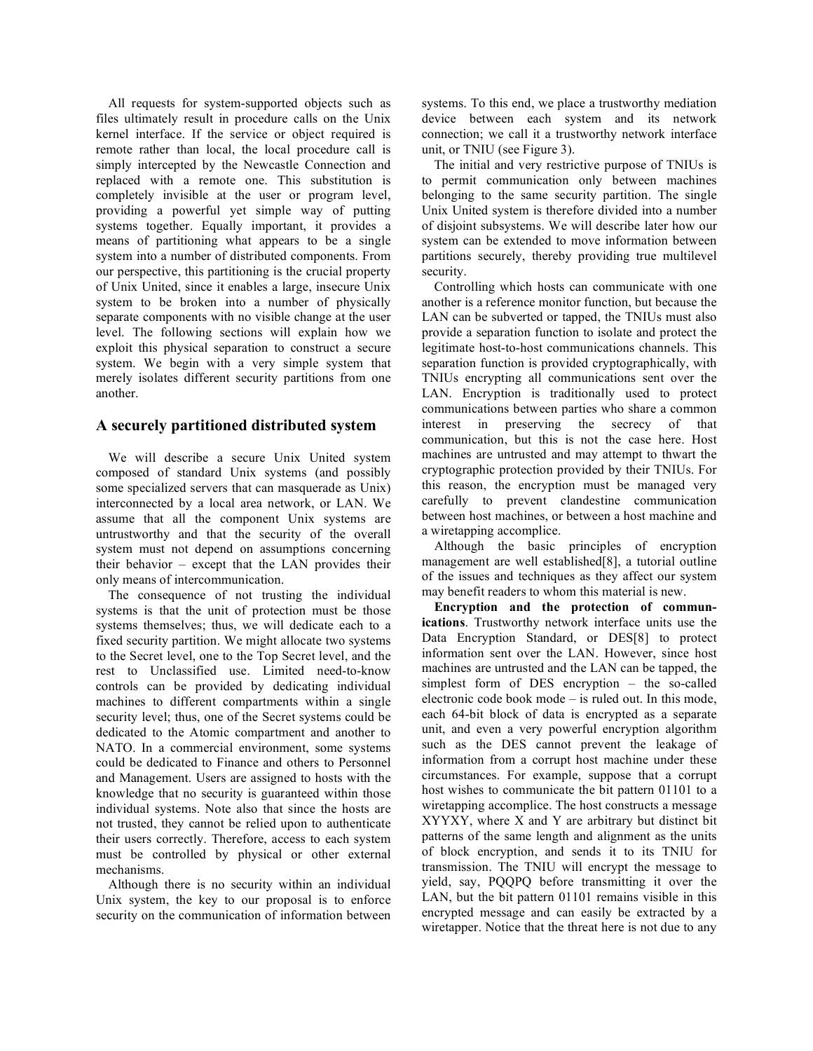All requests for system-supported objects such as files ultimately result in procedure calls on the Unix kernel interface. If the service or object required is remote rather than local, the local procedure call is simply intercepted by the Newcastle Connection and replaced with a remote one. This substitution is completely invisible at the user or program level, providing a powerful yet simple way of putting systems together. Equally important, it provides a means of partitioning what appears to be a single system into a number of distributed components. From our perspective, this partitioning is the crucial property of Unix United, since it enables a large, insecure Unix system to be broken into a number of physically separate components with no visible change at the user level. The following sections will explain how we exploit this physical separation to construct a secure system. We begin with a very simple system that merely isolates different security partitions from one another.

## A securely partitioned distributed system

We will describe a secure Unix United system composed of standard Unix systems (and possibly some specialized servers that can masquerade as Unix) interconnected by a local area network, or LAN. We assume that all the component Unix systems are untrustworthy and that the security of the overall system must not depend on assumptions concerning their behavior – except that the LAN provides their only means of intercommunication.

The consequence of not trusting the individual systems is that the unit of protection must be those systems themselves; thus, we will dedicate each to a fixed security partition. We might allocate two systems to the Secret level, one to the Top Secret level, and the rest to Unclassified use. Limited need-to-know controls can be provided by dedicating individual machines to different compartments within a single security level; thus, one of the Secret systems could be dedicated to the Atomic compartment and another to NATO. In a commercial environment, some systems could be dedicated to Finance and others to Personnel and Management. Users are assigned to hosts with the knowledge that no security is guaranteed within those individual systems. Note also that since the hosts are not trusted, they cannot be relied upon to authenticate their users correctly. Therefore, access to each system must be controlled by physical or other external mechanisms.

Although there is no security within an individual Unix system, the key to our proposal is to enforce security on the communication of information between systems. To this end, we place a trustworthy mediation device between each system and its network connection; we call it a trustworthy network interface unit, or TNIU (see Figure 3).

The initial and very restrictive purpose of TNIUs is to permit communication only between machines belonging to the same security partition. The single Unix United system is therefore divided into a number of disjoint subsystems. We will describe later how our system can be extended to move information between partitions securely, thereby providing true multilevel security.

Controlling which hosts can communicate with one another is a reference monitor function, but because the LAN can be subverted or tapped, the TNIUs must also provide a separation function to isolate and protect the legitimate host-to-host communications channels. This separation function is provided cryptographically, with TNIUs encrypting all communications sent over the LAN. Encryption is traditionally used to protect communications between parties who share a common interest in preserving the secrecy of that communication, but this is not the case here. Host machines are untrusted and may attempt to thwart the cryptographic protection provided by their TNIUs. For this reason, the encryption must be managed very carefully to prevent clandestine communication between host machines, or between a host machine and a wiretapping accomplice.

Although the basic principles of encryption management are well established[8], a tutorial outline of the issues and techniques as they affect our system may benefit readers to whom this material is new.

**Encryption and the protection of communications**. Trustworthy network interface units use the Data Encryption Standard, or DES[8] to protect information sent over the LAN. However, since host machines are untrusted and the LAN can be tapped, the simplest form of DES encryption – the so-called electronic code book mode – is ruled out. In this mode, each 64-bit block of data is encrypted as a separate unit, and even a very powerful encryption algorithm such as the DES cannot prevent the leakage of information from a corrupt host machine under these circumstances. For example, suppose that a corrupt host wishes to communicate the bit pattern 01101 to a wiretapping accomplice. The host constructs a message XYYXY, where X and Y are arbitrary but distinct bit patterns of the same length and alignment as the units of block encryption, and sends it to its TNIU for transmission. The TNIU will encrypt the message to yield, say, PQQPQ before transmitting it over the LAN, but the bit pattern 01101 remains visible in this encrypted message and can easily be extracted by a wiretapper. Notice that the threat here is not due to any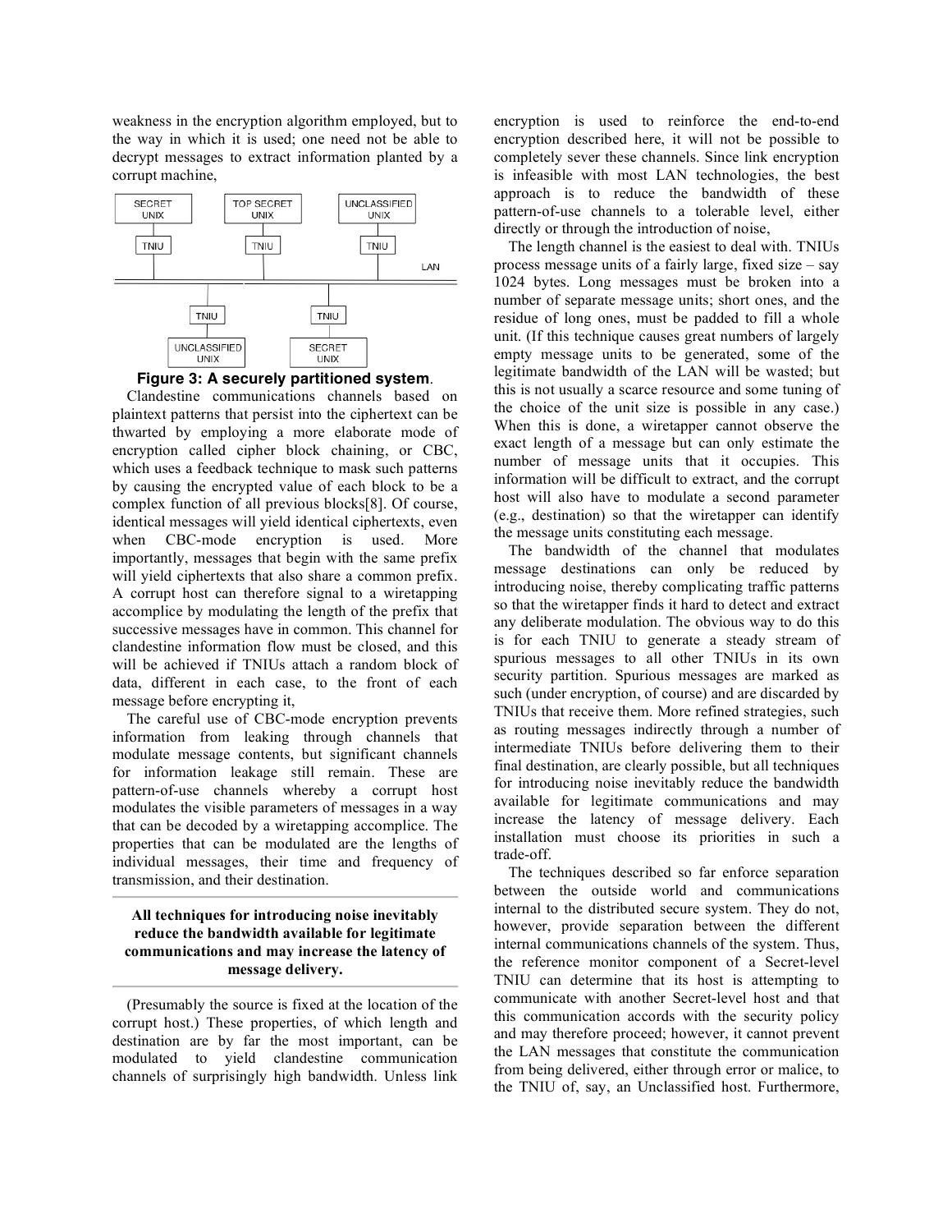weakness in the encryption algorithm employed, but to the way in which it is used; one need not be able to decrypt messages to extract information planted by a corrupt machine,

SECRET UNIX

TOP SECRET UNIX

UNCLASSIFIED UNIX

TNIU

TNIU

TNIU

LAN

TNIU

TNIU

UNCLASSIFIED UNIX

SECRET UNIX

**Figure 3: A securely partitioned system**.

Clandestine communications channels based on plaintext patterns that persist into the ciphertext can be thwarted by employing a more elaborate mode of encryption called cipher block chaining, or CBC, which uses a feedback technique to mask such patterns by causing the encrypted value of each block to be a complex function of all previous blocks[8]. Of course, identical messages will yield identical ciphertexts, even when CBC-mode encryption is used. More importantly, messages that begin with the same prefix will yield ciphertexts that also share a common prefix. A corrupt host can therefore signal to a wiretapping accomplice by modulating the length of the prefix that successive messages have in common. This channel for clandestine information flow must be closed, and this will be achieved if TNIUs attach a random block of data, different in each case, to the front of each message before encrypting it,

The careful use of CBC-mode encryption prevents information from leaking through channels that modulate message contents, but significant channels for information leakage still remain. These are pattern-of-use channels whereby a corrupt host modulates the visible parameters of messages in a way that can be decoded by a wiretapping accomplice. The properties that can be modulated are the lengths of individual messages, their time and frequency of transmission, and their destination.

**All techniques for introducing noise inevitably reduce the bandwidth available for legitimate communications and may increase the latency of message delivery.**

(Presumably the source is fixed at the location of the corrupt host.) These properties, of which length and destination are by far the most important, can be modulated to yield clandestine communication channels of surprisingly high bandwidth. Unless link encryption is used to reinforce the end-to-end encryption described here, it will not be possible to completely sever these channels. Since link encryption is infeasible with most LAN technologies, the best approach is to reduce the bandwidth of these pattern-of-use channels to a tolerable level, either directly or through the introduction of noise,

The length channel is the easiest to deal with. TNIUs process message units of a fairly large, fixed size – say 1024 bytes. Long messages must be broken into a number of separate message units; short ones, and the residue of long ones, must be padded to fill a whole unit. (If this technique causes great numbers of largely empty message units to be generated, some of the legitimate bandwidth of the LAN will be wasted; but this is not usually a scarce resource and some tuning of the choice of the unit size is possible in any case.) When this is done, a wiretapper cannot observe the exact length of a message but can only estimate the number of message units that it occupies. This information will be difficult to extract, and the corrupt host will also have to modulate a second parameter (e.g., destination) so that the wiretapper can identify the message units constituting each message.

The bandwidth of the channel that modulates message destinations can only be reduced by introducing noise, thereby complicating traffic patterns so that the wiretapper finds it hard to detect and extract any deliberate modulation. The obvious way to do this is for each TNIU to generate a steady stream of spurious messages to all other TNIUs in its own security partition. Spurious messages are marked as such (under encryption, of course) and are discarded by TNIUs that receive them. More refined strategies, such as routing messages indirectly through a number of intermediate TNIUs before delivering them to their final destination, are clearly possible, but all techniques for introducing noise inevitably reduce the bandwidth available for legitimate communications and may increase the latency of message delivery. Each installation must choose its priorities in such a trade-off.

The techniques described so far enforce separation between the outside world and communications internal to the distributed secure system. They do not, however, provide separation between the different internal communications channels of the system. Thus, the reference monitor component of a Secret-level TNIU can determine that its host is attempting to communicate with another Secret-level host and that this communication accords with the security policy and may therefore proceed; however, it cannot prevent the LAN messages that constitute the communication from being delivered, either through error or malice, to the TNIU of, say, an Unclassified host. Furthermore,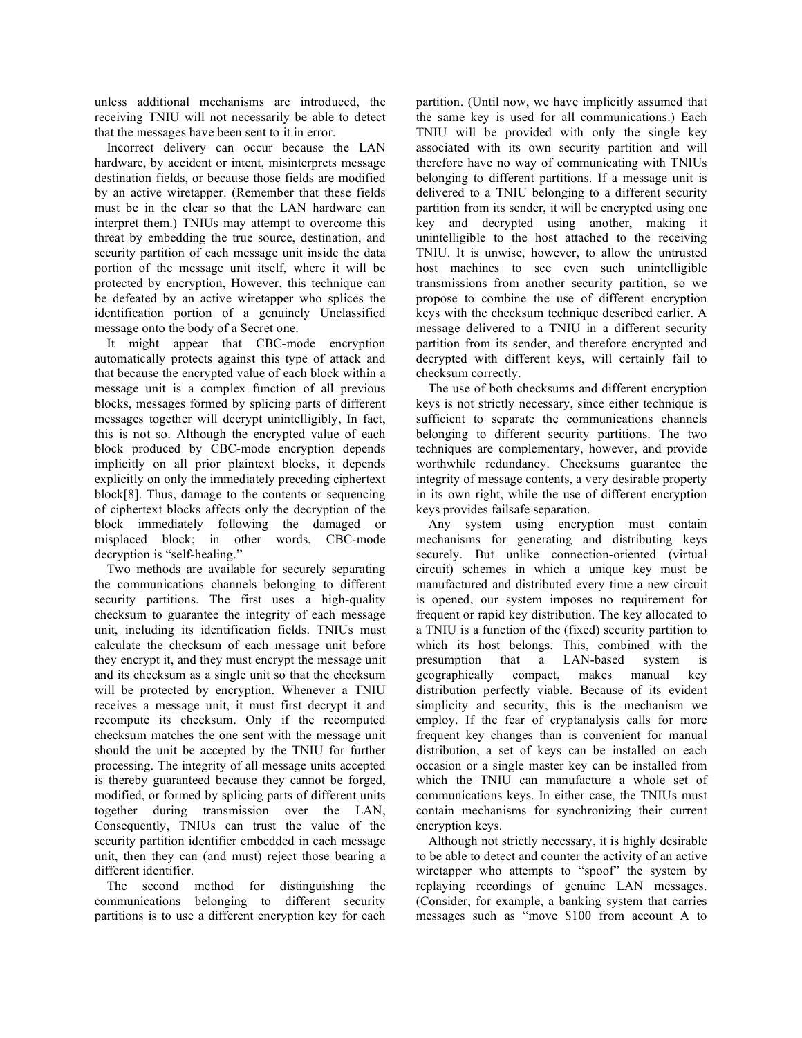unless additional mechanisms are introduced, the receiving TNIU will not necessarily be able to detect that the messages have been sent to it in error.

Incorrect delivery can occur because the LAN hardware, by accident or intent, misinterprets message destination fields, or because those fields are modified by an active wiretapper. (Remember that these fields must be in the clear so that the LAN hardware can interpret them.) TNIUs may attempt to overcome this threat by embedding the true source, destination, and security partition of each message unit inside the data portion of the message unit itself, where it will be protected by encryption, However, this technique can be defeated by an active wiretapper who splices the identification portion of a genuinely Unclassified message onto the body of a Secret one.

It might appear that CBC-mode encryption automatically protects against this type of attack and that because the encrypted value of each block within a message unit is a complex function of all previous blocks, messages formed by splicing parts of different messages together will decrypt unintelligibly, In fact, this is not so. Although the encrypted value of each block produced by CBC-mode encryption depends implicitly on all prior plaintext blocks, it depends explicitly on only the immediately preceding ciphertext block[8]. Thus, damage to the contents or sequencing of ciphertext blocks affects only the decryption of the block immediately following the damaged or misplaced block; in other words, CBC-mode decryption is "self-healing."

Two methods are available for securely separating the communications channels belonging to different security partitions. The first uses a high-quality checksum to guarantee the integrity of each message unit, including its identification fields. TNIUs must calculate the checksum of each message unit before they encrypt it, and they must encrypt the message unit and its checksum as a single unit so that the checksum will be protected by encryption. Whenever a TNIU receives a message unit, it must first decrypt it and recompute its checksum. Only if the recomputed checksum matches the one sent with the message unit should the unit be accepted by the TNIU for further processing. The integrity of all message units accepted is thereby guaranteed because they cannot be forged, modified, or formed by splicing parts of different units together during transmission over the LAN, Consequently, TNIUs can trust the value of the security partition identifier embedded in each message unit, then they can (and must) reject those bearing a different identifier.

The second method for distinguishing the communications belonging to different security partitions is to use a different encryption key for each partition. (Until now, we have implicitly assumed that the same key is used for all communications.) Each TNIU will be provided with only the single key associated with its own security partition and will therefore have no way of communicating with TNIUs belonging to different partitions. If a message unit is delivered to a TNIU belonging to a different security partition from its sender, it will be encrypted using one key and decrypted using another, making it unintelligible to the host attached to the receiving TNIU. It is unwise, however, to allow the untrusted host machines to see even such unintelligible transmissions from another security partition, so we propose to combine the use of different encryption keys with the checksum technique described earlier. A message delivered to a TNIU in a different security partition from its sender, and therefore encrypted and decrypted with different keys, will certainly fail to checksum correctly.

The use of both checksums and different encryption keys is not strictly necessary, since either technique is sufficient to separate the communications channels belonging to different security partitions. The two techniques are complementary, however, and provide worthwhile redundancy. Checksums guarantee the integrity of message contents, a very desirable property in its own right, while the use of different encryption keys provides failsafe separation.

Any system using encryption must contain mechanisms for generating and distributing keys securely. But unlike connection-oriented (virtual circuit) schemes in which a unique key must be manufactured and distributed every time a new circuit is opened, our system imposes no requirement for frequent or rapid key distribution. The key allocated to a TNIU is a function of the (fixed) security partition to which its host belongs. This, combined with the presumption that a LAN-based system is geographically compact, makes manual key distribution perfectly viable. Because of its evident simplicity and security, this is the mechanism we employ. If the fear of cryptanalysis calls for more frequent key changes than is convenient for manual distribution, a set of keys can be installed on each occasion or a single master key can be installed from which the TNIU can manufacture a whole set of communications keys. In either case, the TNIUs must contain mechanisms for synchronizing their current encryption keys.

Although not strictly necessary, it is highly desirable to be able to detect and counter the activity of an active wiretapper who attempts to "spoof" the system by replaying recordings of genuine LAN messages. (Consider, for example, a banking system that carries messages such as "move $100 from account A to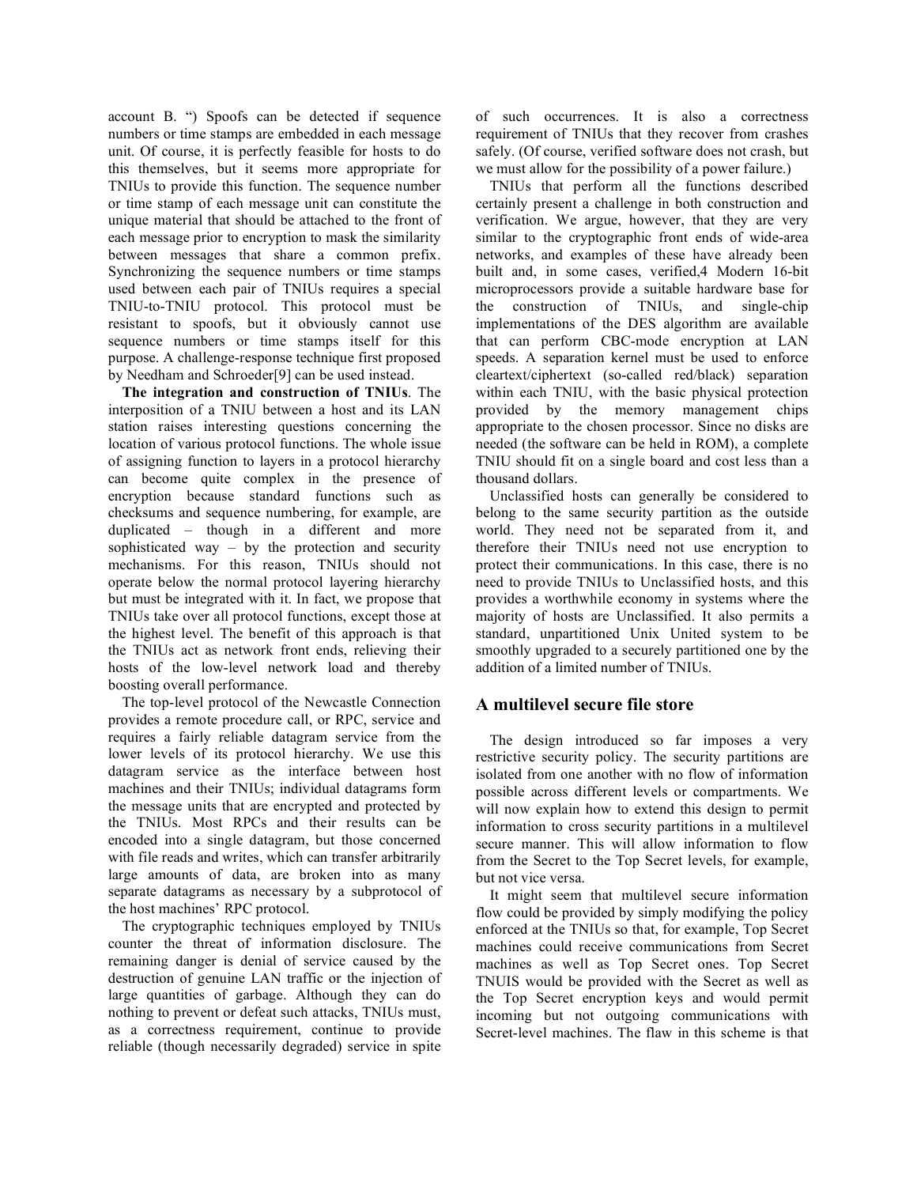account B. ") Spoofs can be detected if sequence numbers or time stamps are embedded in each message unit. Of course, it is perfectly feasible for hosts to do this themselves, but it seems more appropriate for TNIUs to provide this function. The sequence number or time stamp of each message unit can constitute the unique material that should be attached to the front of each message prior to encryption to mask the similarity between messages that share a common prefix. Synchronizing the sequence numbers or time stamps used between each pair of TNIUs requires a special TNIU-to-TNIU protocol. This protocol must be resistant to spoofs, but it obviously cannot use sequence numbers or time stamps itself for this purpose. A challenge-response technique first proposed by Needham and Schroeder[9] can be used instead.

**The integration and construction of TNIUs**. The interposition of a TNIU between a host and its LAN station raises interesting questions concerning the location of various protocol functions. The whole issue of assigning function to layers in a protocol hierarchy can become quite complex in the presence of encryption because standard functions such as checksums and sequence numbering, for example, are duplicated – though in a different and more sophisticated way – by the protection and security mechanisms. For this reason, TNIUs should not operate below the normal protocol layering hierarchy but must be integrated with it. In fact, we propose that TNIUs take over all protocol functions, except those at the highest level. The benefit of this approach is that the TNIUs act as network front ends, relieving their hosts of the low-level network load and thereby boosting overall performance.

The top-level protocol of the Newcastle Connection provides a remote procedure call, or RPC, service and requires a fairly reliable datagram service from the lower levels of its protocol hierarchy. We use this datagram service as the interface between host machines and their TNIUs; individual datagrams form the message units that are encrypted and protected by the TNIUs. Most RPCs and their results can be encoded into a single datagram, but those concerned with file reads and writes, which can transfer arbitrarily large amounts of data, are broken into as many separate datagrams as necessary by a subprotocol of the host machines' RPC protocol.

The cryptographic techniques employed by TNIUs counter the threat of information disclosure. The remaining danger is denial of service caused by the destruction of genuine LAN traffic or the injection of large quantities of garbage. Although they can do nothing to prevent or defeat such attacks, TNIUs must, as a correctness requirement, continue to provide reliable (though necessarily degraded) service in spite of such occurrences. It is also a correctness requirement of TNIUs that they recover from crashes safely. (Of course, verified software does not crash, but we must allow for the possibility of a power failure.)

TNIUs that perform all the functions described certainly present a challenge in both construction and verification. We argue, however, that they are very similar to the cryptographic front ends of wide-area networks, and examples of these have already been built and, in some cases, verified,4 Modern 16-bit microprocessors provide a suitable hardware base for the construction of TNIUs, and single-chip implementations of the DES algorithm are available that can perform CBC-mode encryption at LAN speeds. A separation kernel must be used to enforce cleartext/ciphertext (so-called red/black) separation within each TNIU, with the basic physical protection provided by the memory management chips appropriate to the chosen processor. Since no disks are needed (the software can be held in ROM), a complete TNIU should fit on a single board and cost less than a thousand dollars.

Unclassified hosts can generally be considered to belong to the same security partition as the outside world. They need not be separated from it, and therefore their TNIUs need not use encryption to protect their communications. In this case, there is no need to provide TNIUs to Unclassified hosts, and this provides a worthwhile economy in systems where the majority of hosts are Unclassified. It also permits a standard, unpartitioned Unix United system to be smoothly upgraded to a securely partitioned one by the addition of a limited number of TNIUs.

## A multilevel secure file store

The design introduced so far imposes a very restrictive security policy. The security partitions are isolated from one another with no flow of information possible across different levels or compartments. We will now explain how to extend this design to permit information to cross security partitions in a multilevel secure manner. This will allow information to flow from the Secret to the Top Secret levels, for example, but not vice versa.

It might seem that multilevel secure information flow could be provided by simply modifying the policy enforced at the TNIUs so that, for example, Top Secret machines could receive communications from Secret machines as well as Top Secret ones. Top Secret TNUIS would be provided with the Secret as well as the Top Secret encryption keys and would permit incoming but not outgoing communications with Secret-level machines. The flaw in this scheme is that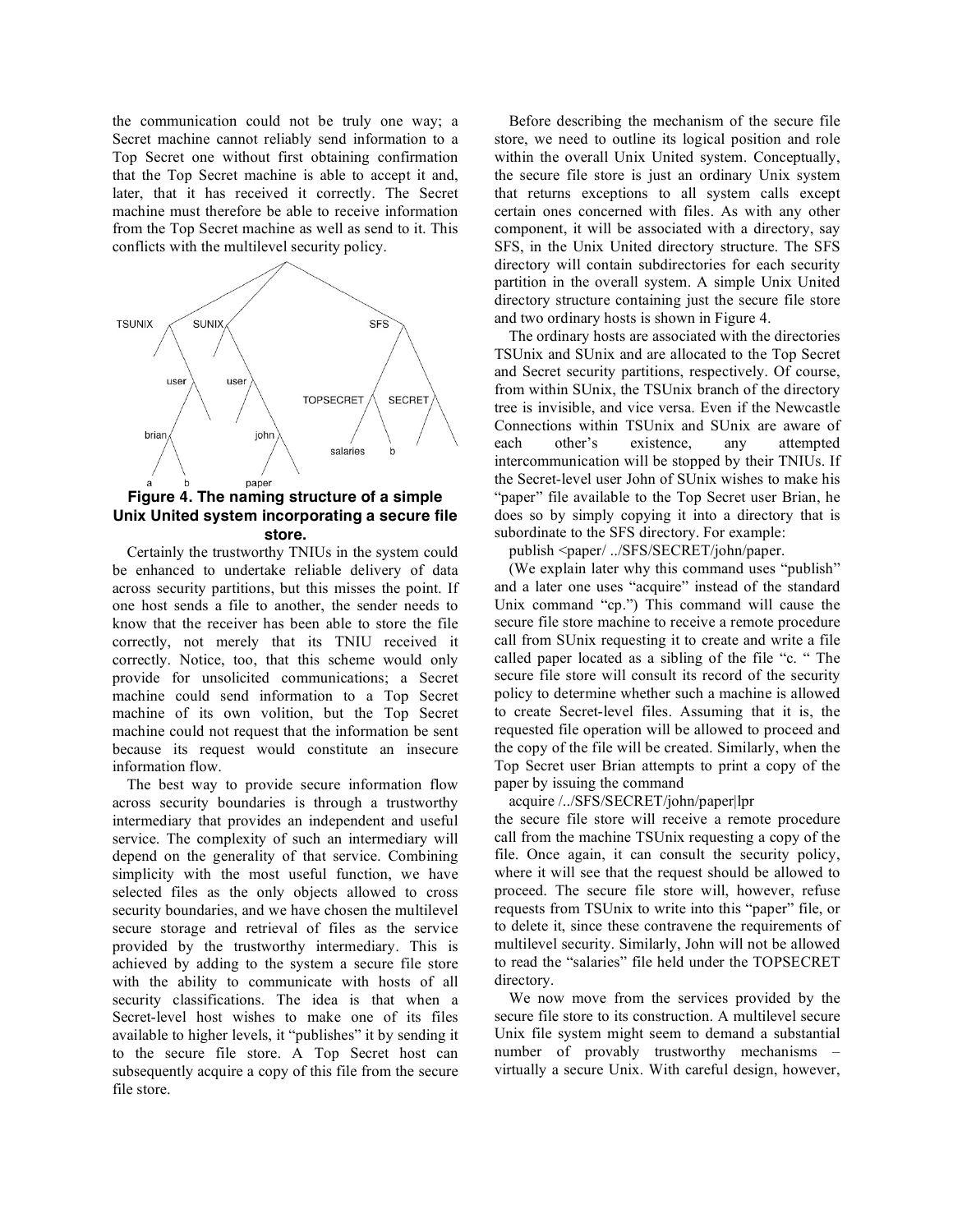the communication could not be truly one way; a Secret machine cannot reliably send information to a Top Secret one without first obtaining confirmation that the Top Secret machine is able to accept it and, later, that it has received it correctly. The Secret machine must therefore be able to receive information from the Top Secret machine as well as send to it. This conflicts with the multilevel security policy.

TSUNIX
SUNIX
SFS
user
user
TOPSECRET
SECRET
brian
john
salaries
b
a
b
paper

**Figure 4. The naming structure of a simple Unix United system incorporating a secure file store.**

Certainly the trustworthy TNIUs in the system could be enhanced to undertake reliable delivery of data across security partitions, but this misses the point. If one host sends a file to another, the sender needs to know that the receiver has been able to store the file correctly, not merely that its TNIU received it correctly. Notice, too, that this scheme would only provide for unsolicited communications; a Secret machine could send information to a Top Secret machine of its own volition, but the Top Secret machine could not request that the information be sent because its request would constitute an insecure information flow.

The best way to provide secure information flow across security boundaries is through a trustworthy intermediary that provides an independent and useful service. The complexity of such an intermediary will depend on the generality of that service. Combining simplicity with the most useful function, we have selected files as the only objects allowed to cross security boundaries, and we have chosen the multilevel secure storage and retrieval of files as the service provided by the trustworthy intermediary. This is achieved by adding to the system a secure file store with the ability to communicate with hosts of all security classifications. The idea is that when a Secret-level host wishes to make one of its files available to higher levels, it "publishes" it by sending it to the secure file store. A Top Secret host can subsequently acquire a copy of this file from the secure file store.

Before describing the mechanism of the secure file store, we need to outline its logical position and role within the overall Unix United system. Conceptually, the secure file store is just an ordinary Unix system that returns exceptions to all system calls except certain ones concerned with files. As with any other component, it will be associated with a directory, say SFS, in the Unix United directory structure. The SFS directory will contain subdirectories for each security partition in the overall system. A simple Unix United directory structure containing just the secure file store and two ordinary hosts is shown in Figure 4.

The ordinary hosts are associated with the directories TSUnix and SUnix and are allocated to the Top Secret and Secret security partitions, respectively. Of course, from within SUnix, the TSUnix branch of the directory tree is invisible, and vice versa. Even if the Newcastle Connections within TSUnix and SUnix are aware of each other's existence, any attempted intercommunication will be stopped by their TNIUs. If the Secret-level user John of SUnix wishes to make his "paper" file available to the Top Secret user Brian, he does so by simply copying it into a directory that is subordinate to the SFS directory. For example:

publish <paper/ ../SFS/SECRET/john/paper.

(We explain later why this command uses "publish" and a later one uses "acquire" instead of the standard Unix command "cp.") This command will cause the secure file store machine to receive a remote procedure call from SUnix requesting it to create and write a file called paper located as a sibling of the file "c. " The secure file store will consult its record of the security policy to determine whether such a machine is allowed to create Secret-level files. Assuming that it is, the requested file operation will be allowed to proceed and the copy of the file will be created. Similarly, when the Top Secret user Brian attempts to print a copy of the paper by issuing the command

acquire /../SFS/SECRET/john/paper|lpr

the secure file store will receive a remote procedure call from the machine TSUnix requesting a copy of the file. Once again, it can consult the security policy, where it will see that the request should be allowed to proceed. The secure file store will, however, refuse requests from TSUnix to write into this "paper" file, or to delete it, since these contravene the requirements of multilevel security. Similarly, John will not be allowed to read the "salaries" file held under the TOPSECRET directory.

We now move from the services provided by the secure file store to its construction. A multilevel secure Unix file system might seem to demand a substantial number of provably trustworthy mechanisms – virtually a secure Unix. With careful design, however,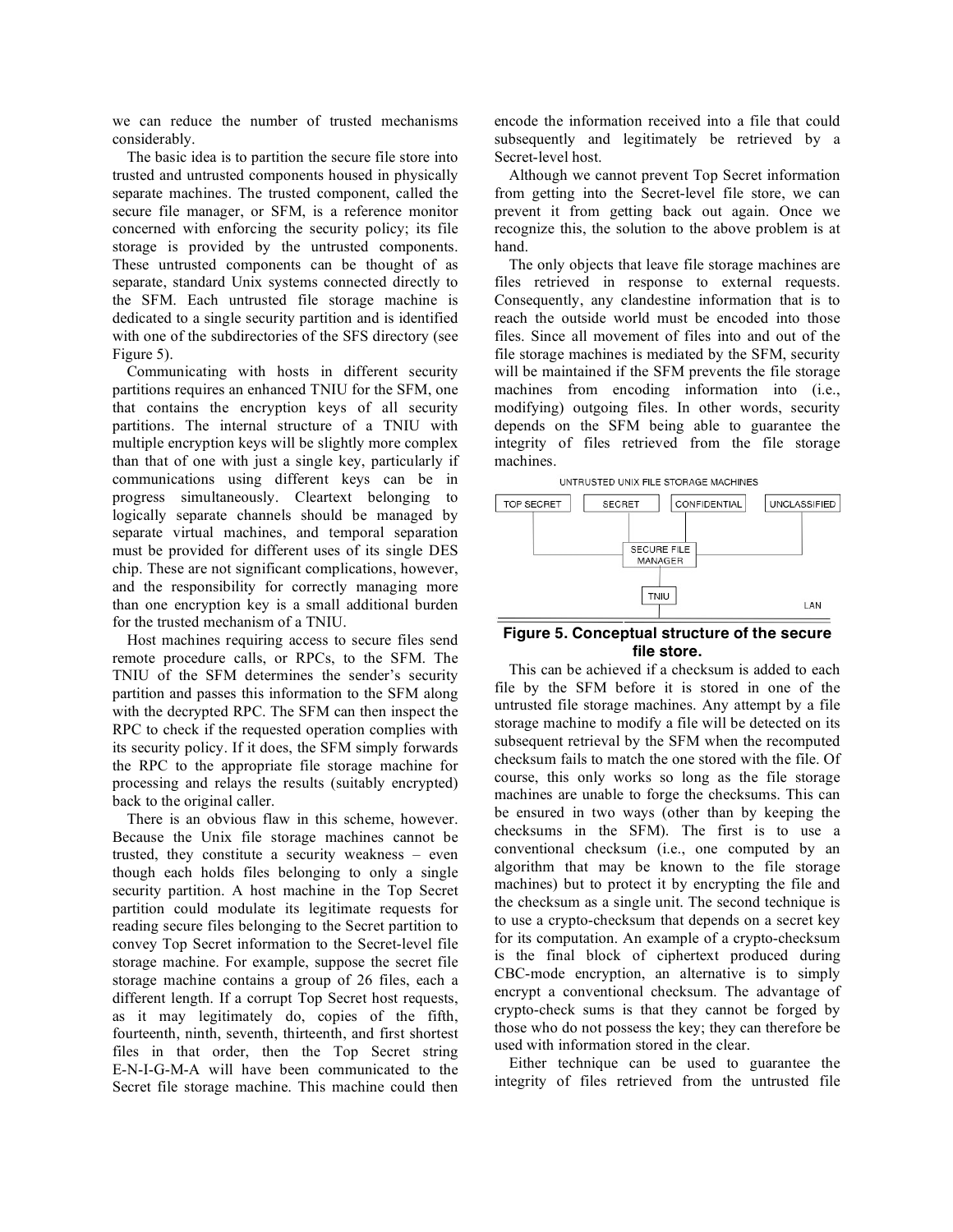we can reduce the number of trusted mechanisms considerably.

The basic idea is to partition the secure file store into trusted and untrusted components housed in physically separate machines. The trusted component, called the secure file manager, or SFM, is a reference monitor concerned with enforcing the security policy; its file storage is provided by the untrusted components. These untrusted components can be thought of as separate, standard Unix systems connected directly to the SFM. Each untrusted file storage machine is dedicated to a single security partition and is identified with one of the subdirectories of the SFS directory (see Figure 5).

Communicating with hosts in different security partitions requires an enhanced TNIU for the SFM, one that contains the encryption keys of all security partitions. The internal structure of a TNIU with multiple encryption keys will be slightly more complex than that of one with just a single key, particularly if communications using different keys can be in progress simultaneously. Cleartext belonging to logically separate channels should be managed by separate virtual machines, and temporal separation must be provided for different uses of its single DES chip. These are not significant complications, however, and the responsibility for correctly managing more than one encryption key is a small additional burden for the trusted mechanism of a TNIU.

Host machines requiring access to secure files send remote procedure calls, or RPCs, to the SFM. The TNIU of the SFM determines the sender's security partition and passes this information to the SFM along with the decrypted RPC. The SFM can then inspect the RPC to check if the requested operation complies with its security policy. If it does, the SFM simply forwards the RPC to the appropriate file storage machine for processing and relays the results (suitably encrypted) back to the original caller.

There is an obvious flaw in this scheme, however. Because the Unix file storage machines cannot be trusted, they constitute a security weakness – even though each holds files belonging to only a single security partition. A host machine in the Top Secret partition could modulate its legitimate requests for reading secure files belonging to the Secret partition to convey Top Secret information to the Secret-level file storage machine. For example, suppose the secret file storage machine contains a group of 26 files, each a different length. If a corrupt Top Secret host requests, as it may legitimately do, copies of the fifth, fourteenth, ninth, seventh, thirteenth, and first shortest files in that order, then the Top Secret string E-N-I-G-M-A will have been communicated to the Secret file storage machine. This machine could then encode the information received into a file that could subsequently and legitimately be retrieved by a Secret-level host.

Although we cannot prevent Top Secret information from getting into the Secret-level file store, we can prevent it from getting back out again. Once we recognize this, the solution to the above problem is at hand.

The only objects that leave file storage machines are files retrieved in response to external requests. Consequently, any clandestine information that is to reach the outside world must be encoded into those files. Since all movement of files into and out of the file storage machines is mediated by the SFM, security will be maintained if the SFM prevents the file storage machines from encoding information into (i.e., modifying) outgoing files. In other words, security depends on the SFM being able to guarantee the integrity of files retrieved from the file storage machines.

UNTRUSTED UNIX FILE STORAGE MACHINES

TOP SECRET

SECRET

CONFIDENTIAL

UNCLASSIFIED

SECURE FILE MANAGER

TNIU

LAN

**Figure 5. Conceptual structure of the secure file store.**

This can be achieved if a checksum is added to each file by the SFM before it is stored in one of the untrusted file storage machines. Any attempt by a file storage machine to modify a file will be detected on its subsequent retrieval by the SFM when the recomputed checksum fails to match the one stored with the file. Of course, this only works so long as the file storage machines are unable to forge the checksums. This can be ensured in two ways (other than by keeping the checksums in the SFM). The first is to use a conventional checksum (i.e., one computed by an algorithm that may be known to the file storage machines) but to protect it by encrypting the file and the checksum as a single unit. The second technique is to use a crypto-checksum that depends on a secret key for its computation. An example of a crypto-checksum is the final block of ciphertext produced during CBC-mode encryption, an alternative is to simply encrypt a conventional checksum. The advantage of crypto-check sums is that they cannot be forged by those who do not possess the key; they can therefore be used with information stored in the clear.

Either technique can be used to guarantee the integrity of files retrieved from the untrusted file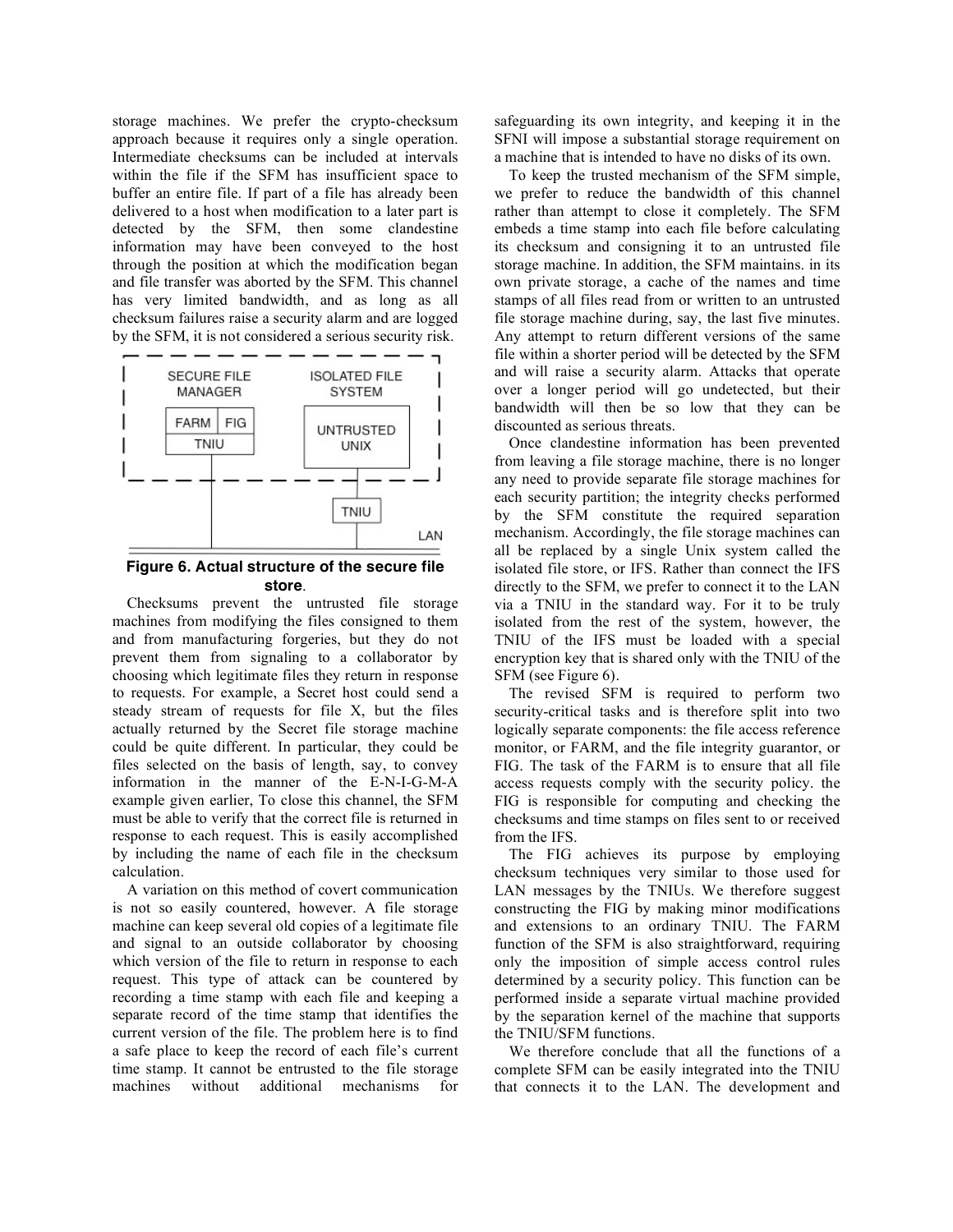storage machines. We prefer the crypto-checksum approach because it requires only a single operation. Intermediate checksums can be included at intervals within the file if the SFM has insufficient space to buffer an entire file. If part of a file has already been delivered to a host when modification to a later part is detected by the SFM, then some clandestine information may have been conveyed to the host through the position at which the modification began and file transfer was aborted by the SFM. This channel has very limited bandwidth, and as long as all checksum failures raise a security alarm and are logged by the SFM, it is not considered a serious security risk.

SECURE FILE MANAGER | ISOLATED FILE SYSTEM | FARM | FIG | TNIU | UNTRUSTED UNIX | TNIU | LAN

**Figure 6. Actual structure of the secure file store**.

Checksums prevent the untrusted file storage machines from modifying the files consigned to them and from manufacturing forgeries, but they do not prevent them from signaling to a collaborator by choosing which legitimate files they return in response to requests. For example, a Secret host could send a steady stream of requests for file X, but the files actually returned by the Secret file storage machine could be quite different. In particular, they could be files selected on the basis of length, say, to convey information in the manner of the E-N-I-G-M-A example given earlier, To close this channel, the SFM must be able to verify that the correct file is returned in response to each request. This is easily accomplished by including the name of each file in the checksum calculation.

A variation on this method of covert communication is not so easily countered, however. A file storage machine can keep several old copies of a legitimate file and signal to an outside collaborator by choosing which version of the file to return in response to each request. This type of attack can be countered by recording a time stamp with each file and keeping a separate record of the time stamp that identifies the current version of the file. The problem here is to find a safe place to keep the record of each file's current time stamp. It cannot be entrusted to the file storage machines without additional mechanisms for safeguarding its own integrity, and keeping it in the SFNI will impose a substantial storage requirement on a machine that is intended to have no disks of its own.

To keep the trusted mechanism of the SFM simple, we prefer to reduce the bandwidth of this channel rather than attempt to close it completely. The SFM embeds a time stamp into each file before calculating its checksum and consigning it to an untrusted file storage machine. In addition, the SFM maintains. in its own private storage, a cache of the names and time stamps of all files read from or written to an untrusted file storage machine during, say, the last five minutes. Any attempt to return different versions of the same file within a shorter period will be detected by the SFM and will raise a security alarm. Attacks that operate over a longer period will go undetected, but their bandwidth will then be so low that they can be discounted as serious threats.

Once clandestine information has been prevented from leaving a file storage machine, there is no longer any need to provide separate file storage machines for each security partition; the integrity checks performed by the SFM constitute the required separation mechanism. Accordingly, the file storage machines can all be replaced by a single Unix system called the isolated file store, or IFS. Rather than connect the IFS directly to the SFM, we prefer to connect it to the LAN via a TNIU in the standard way. For it to be truly isolated from the rest of the system, however, the TNIU of the IFS must be loaded with a special encryption key that is shared only with the TNIU of the SFM (see Figure 6).

The revised SFM is required to perform two security-critical tasks and is therefore split into two logically separate components: the file access reference monitor, or FARM, and the file integrity guarantor, or FIG. The task of the FARM is to ensure that all file access requests comply with the security policy. the FIG is responsible for computing and checking the checksums and time stamps on files sent to or received from the IFS.

The FIG achieves its purpose by employing checksum techniques very similar to those used for LAN messages by the TNIUs. We therefore suggest constructing the FIG by making minor modifications and extensions to an ordinary TNIU. The FARM function of the SFM is also straightforward, requiring only the imposition of simple access control rules determined by a security policy. This function can be performed inside a separate virtual machine provided by the separation kernel of the machine that supports the TNIU/SFM functions.

We therefore conclude that all the functions of a complete SFM can be easily integrated into the TNIU that connects it to the LAN. The development and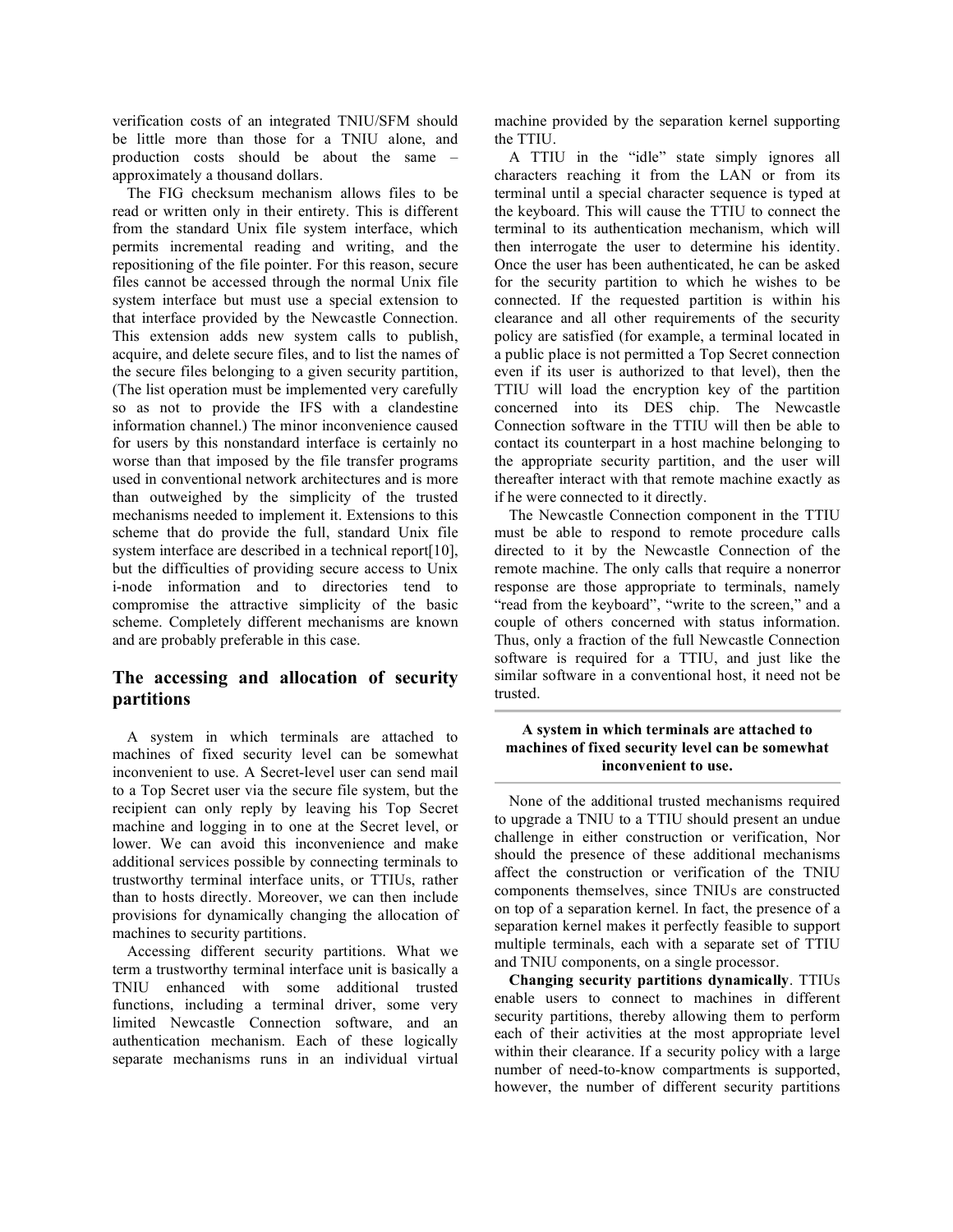verification costs of an integrated TNIU/SFM should be little more than those for a TNIU alone, and production costs should be about the same – approximately a thousand dollars.

The FIG checksum mechanism allows files to be read or written only in their entirety. This is different from the standard Unix file system interface, which permits incremental reading and writing, and the repositioning of the file pointer. For this reason, secure files cannot be accessed through the normal Unix file system interface but must use a special extension to that interface provided by the Newcastle Connection. This extension adds new system calls to publish, acquire, and delete secure files, and to list the names of the secure files belonging to a given security partition, (The list operation must be implemented very carefully so as not to provide the IFS with a clandestine information channel.) The minor inconvenience caused for users by this nonstandard interface is certainly no worse than that imposed by the file transfer programs used in conventional network architectures and is more than outweighed by the simplicity of the trusted mechanisms needed to implement it. Extensions to this scheme that do provide the full, standard Unix file system interface are described in a technical report[10], but the difficulties of providing secure access to Unix i-node information and to directories tend to compromise the attractive simplicity of the basic scheme. Completely different mechanisms are known and are probably preferable in this case.

## The accessing and allocation of security partitions

A system in which terminals are attached to machines of fixed security level can be somewhat inconvenient to use. A Secret-level user can send mail to a Top Secret user via the secure file system, but the recipient can only reply by leaving his Top Secret machine and logging in to one at the Secret level, or lower. We can avoid this inconvenience and make additional services possible by connecting terminals to trustworthy terminal interface units, or TTIUs, rather than to hosts directly. Moreover, we can then include provisions for dynamically changing the allocation of machines to security partitions.

Accessing different security partitions. What we term a trustworthy terminal interface unit is basically a TNIU enhanced with some additional trusted functions, including a terminal driver, some very limited Newcastle Connection software, and an authentication mechanism. Each of these logically separate mechanisms runs in an individual virtual machine provided by the separation kernel supporting the TTIU.

A TTIU in the "idle" state simply ignores all characters reaching it from the LAN or from its terminal until a special character sequence is typed at the keyboard. This will cause the TTIU to connect the terminal to its authentication mechanism, which will then interrogate the user to determine his identity. Once the user has been authenticated, he can be asked for the security partition to which he wishes to be connected. If the requested partition is within his clearance and all other requirements of the security policy are satisfied (for example, a terminal located in a public place is not permitted a Top Secret connection even if its user is authorized to that level), then the TTIU will load the encryption key of the partition concerned into its DES chip. The Newcastle Connection software in the TTIU will then be able to contact its counterpart in a host machine belonging to the appropriate security partition, and the user will thereafter interact with that remote machine exactly as if he were connected to it directly.

The Newcastle Connection component in the TTIU must be able to respond to remote procedure calls directed to it by the Newcastle Connection of the remote machine. The only calls that require a nonerror response are those appropriate to terminals, namely "read from the keyboard", "write to the screen," and a couple of others concerned with status information. Thus, only a fraction of the full Newcastle Connection software is required for a TTIU, and just like the similar software in a conventional host, it need not be trusted.

**A system in which terminals are attached to machines of fixed security level can be somewhat inconvenient to use.**

None of the additional trusted mechanisms required to upgrade a TNIU to a TTIU should present an undue challenge in either construction or verification, Nor should the presence of these additional mechanisms affect the construction or verification of the TNIU components themselves, since TNIUs are constructed on top of a separation kernel. In fact, the presence of a separation kernel makes it perfectly feasible to support multiple terminals, each with a separate set of TTIU and TNIU components, on a single processor.

**Changing security partitions dynamically**. TTIUs enable users to connect to machines in different security partitions, thereby allowing them to perform each of their activities at the most appropriate level within their clearance. If a security policy with a large number of need-to-know compartments is supported, however, the number of different security partitions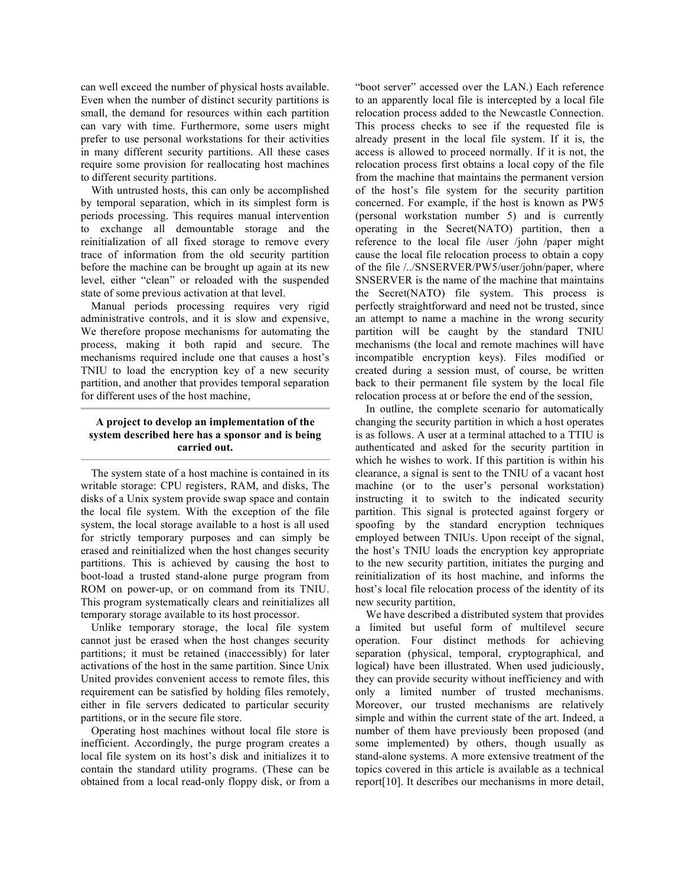can well exceed the number of physical hosts available. Even when the number of distinct security partitions is small, the demand for resources within each partition can vary with time. Furthermore, some users might prefer to use personal workstations for their activities in many different security partitions. All these cases require some provision for reallocating host machines to different security partitions.

With untrusted hosts, this can only be accomplished by temporal separation, which in its simplest form is periods processing. This requires manual intervention to exchange all demountable storage and the reinitialization of all fixed storage to remove every trace of information from the old security partition before the machine can be brought up again at its new level, either "clean" or reloaded with the suspended state of some previous activation at that level.

Manual periods processing requires very rigid administrative controls, and it is slow and expensive, We therefore propose mechanisms for automating the process, making it both rapid and secure. The mechanisms required include one that causes a host's TNIU to load the encryption key of a new security partition, and another that provides temporal separation for different uses of the host machine,

---

**A project to develop an implementation of the system described here has a sponsor and is being carried out.**

---

The system state of a host machine is contained in its writable storage: CPU registers, RAM, and disks, The disks of a Unix system provide swap space and contain the local file system. With the exception of the file system, the local storage available to a host is all used for strictly temporary purposes and can simply be erased and reinitialized when the host changes security partitions. This is achieved by causing the host to boot-load a trusted stand-alone purge program from ROM on power-up, or on command from its TNIU. This program systematically clears and reinitializes all temporary storage available to its host processor.

Unlike temporary storage, the local file system cannot just be erased when the host changes security partitions; it must be retained (inaccessibly) for later activations of the host in the same partition. Since Unix United provides convenient access to remote files, this requirement can be satisfied by holding files remotely, either in file servers dedicated to particular security partitions, or in the secure file store.

Operating host machines without local file store is inefficient. Accordingly, the purge program creates a local file system on its host's disk and initializes it to contain the standard utility programs. (These can be obtained from a local read-only floppy disk, or from a "boot server" accessed over the LAN.) Each reference to an apparently local file is intercepted by a local file relocation process added to the Newcastle Connection. This process checks to see if the requested file is already present in the local file system. If it is, the access is allowed to proceed normally. If it is not, the relocation process first obtains a local copy of the file from the machine that maintains the permanent version of the host's file system for the security partition concerned. For example, if the host is known as PW5 (personal workstation number 5) and is currently operating in the Secret(NATO) partition, then a reference to the local file /user /john /paper might cause the local file relocation process to obtain a copy of the file /../SNSERVER/PW5/user/john/paper, where SNSERVER is the name of the machine that maintains the Secret(NATO) file system. This process is perfectly straightforward and need not be trusted, since an attempt to name a machine in the wrong security partition will be caught by the standard TNIU mechanisms (the local and remote machines will have incompatible encryption keys). Files modified or created during a session must, of course, be written back to their permanent file system by the local file relocation process at or before the end of the session,

In outline, the complete scenario for automatically changing the security partition in which a host operates is as follows. A user at a terminal attached to a TTIU is authenticated and asked for the security partition in which he wishes to work. If this partition is within his clearance, a signal is sent to the TNIU of a vacant host machine (or to the user's personal workstation) instructing it to switch to the indicated security partition. This signal is protected against forgery or spoofing by the standard encryption techniques employed between TNIUs. Upon receipt of the signal, the host's TNIU loads the encryption key appropriate to the new security partition, initiates the purging and reinitialization of its host machine, and informs the host's local file relocation process of the identity of its new security partition,

We have described a distributed system that provides a limited but useful form of multilevel secure operation. Four distinct methods for achieving separation (physical, temporal, cryptographical, and logical) have been illustrated. When used judiciously, they can provide security without inefficiency and with only a limited number of trusted mechanisms. Moreover, our trusted mechanisms are relatively simple and within the current state of the art. Indeed, a number of them have previously been proposed (and some implemented) by others, though usually as stand-alone systems. A more extensive treatment of the topics covered in this article is available as a technical report[10]. It describes our mechanisms in more detail,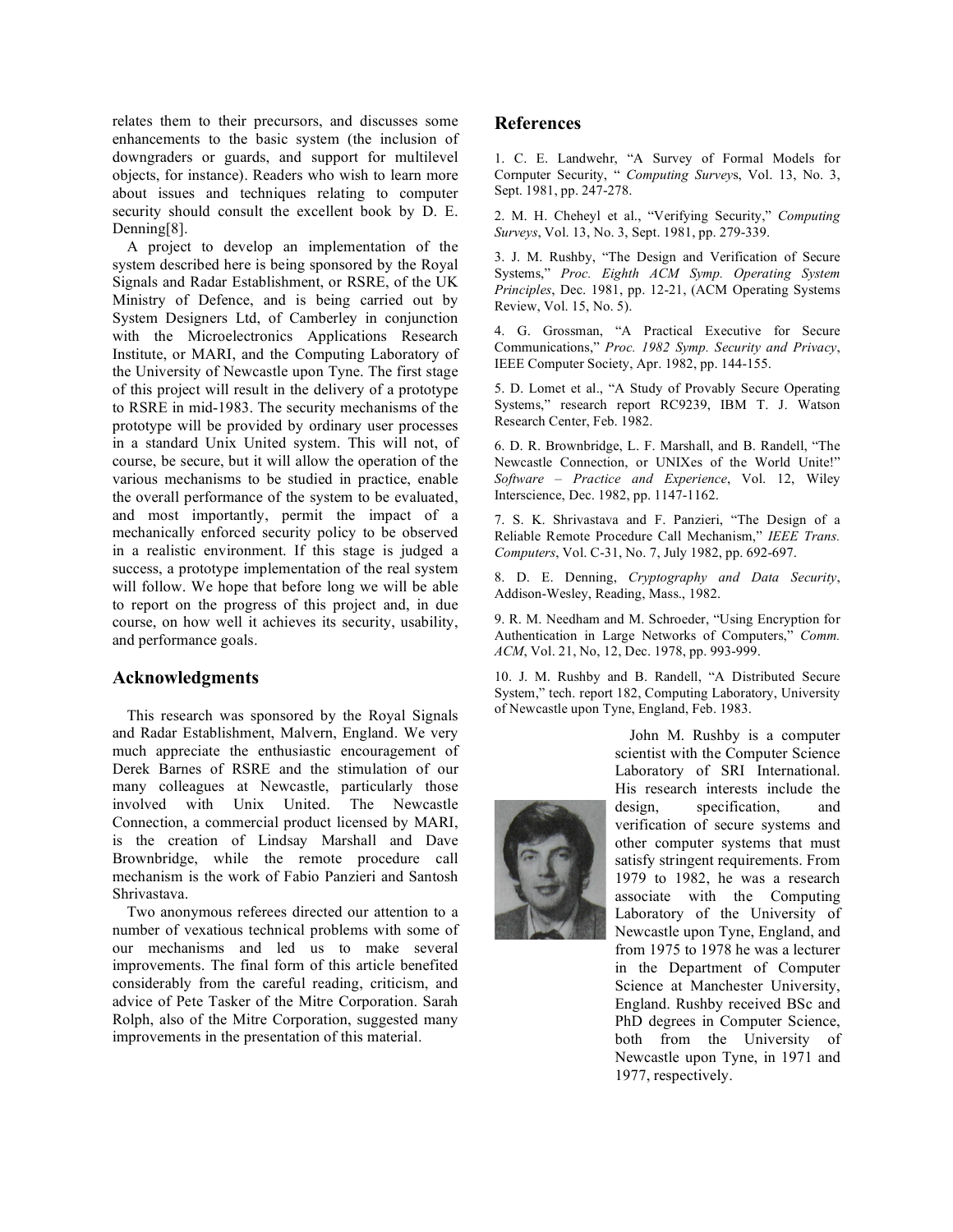relates them to their precursors, and discusses some enhancements to the basic system (the inclusion of downgraders or guards, and support for multilevel objects, for instance). Readers who wish to learn more about issues and techniques relating to computer security should consult the excellent book by D. E. Denning[8].

A project to develop an implementation of the system described here is being sponsored by the Royal Signals and Radar Establishment, or RSRE, of the UK Ministry of Defence, and is being carried out by System Designers Ltd, of Camberley in conjunction with the Microelectronics Applications Research Institute, or MARI, and the Computing Laboratory of the University of Newcastle upon Tyne. The first stage of this project will result in the delivery of a prototype to RSRE in mid-1983. The security mechanisms of the prototype will be provided by ordinary user processes in a standard Unix United system. This will not, of course, be secure, but it will allow the operation of the various mechanisms to be studied in practice, enable the overall performance of the system to be evaluated, and most importantly, permit the impact of a mechanically enforced security policy to be observed in a realistic environment. If this stage is judged a success, a prototype implementation of the real system will follow. We hope that before long we will be able to report on the progress of this project and, in due course, on how well it achieves its security, usability, and performance goals.

## Acknowledgments

This research was sponsored by the Royal Signals and Radar Establishment, Malvern, England. We very much appreciate the enthusiastic encouragement of Derek Barnes of RSRE and the stimulation of our many colleagues at Newcastle, particularly those involved with Unix United. The Newcastle Connection, a commercial product licensed by MARI, is the creation of Lindsay Marshall and Dave Brownbridge, while the remote procedure call mechanism is the work of Fabio Panzieri and Santosh Shrivastava.

Two anonymous referees directed our attention to a number of vexatious technical problems with some of our mechanisms and led us to make several improvements. The final form of this article benefited considerably from the careful reading, criticism, and advice of Pete Tasker of the Mitre Corporation. Sarah Rolph, also of the Mitre Corporation, suggested many improvements in the presentation of this material.

## References

1. C. E. Landwehr, "A Survey of Formal Models for Cornputer Security, " *Computing Surveys*, Vol. 13, No. 3, Sept. 1981, pp. 247-278.

2. M. H. Cheheyl et al., "Verifying Security," *Computing Surveys*, Vol. 13, No. 3, Sept. 1981, pp. 279-339.

3. J. M. Rushby, "The Design and Verification of Secure Systems," *Proc. Eighth ACM Symp. Operating System Principles*, Dec. 1981, pp. 12-21, (ACM Operating Systems Review, Vol. 15, No. 5).

4. G. Grossman, "A Practical Executive for Secure Communications," *Proc. 1982 Symp. Security and Privacy*, IEEE Computer Society, Apr. 1982, pp. 144-155.

5. D. Lomet et al., "A Study of Provably Secure Operating Systems," research report RC9239, IBM T. J. Watson Research Center, Feb. 1982.

6. D. R. Brownbridge, L. F. Marshall, and B. Randell, "The Newcastle Connection, or UNIXes of the World Unite!" *Software – Practice and Experience*, Vol. 12, Wiley Interscience, Dec. 1982, pp. 1147-1162.

7. S. K. Shrivastava and F. Panzieri, "The Design of a Reliable Remote Procedure Call Mechanism," *IEEE Trans. Computers*, Vol. C-31, No. 7, July 1982, pp. 692-697.

8. D. E. Denning, *Cryptography and Data Security*, Addison-Wesley, Reading, Mass., 1982.

9. R. M. Needham and M. Schroeder, "Using Encryption for Authentication in Large Networks of Computers," *Comm. ACM*, Vol. 21, No, 12, Dec. 1978, pp. 993-999.

10. J. M. Rushby and B. Randell, "A Distributed Secure System," tech. report 182, Computing Laboratory, University of Newcastle upon Tyne, England, Feb. 1983.

John M. Rushby is a computer scientist with the Computer Science Laboratory of SRI International. His research interests include the design, specification, and verification of secure systems and other computer systems that must satisfy stringent requirements. From 1979 to 1982, he was a research associate with the Computing Laboratory of the University of Newcastle upon Tyne, England, and from 1975 to 1978 he was a lecturer in the Department of Computer Science at Manchester University, England. Rushby received BSc and PhD degrees in Computer Science, both from the University of Newcastle upon Tyne, in 1971 and 1977, respectively.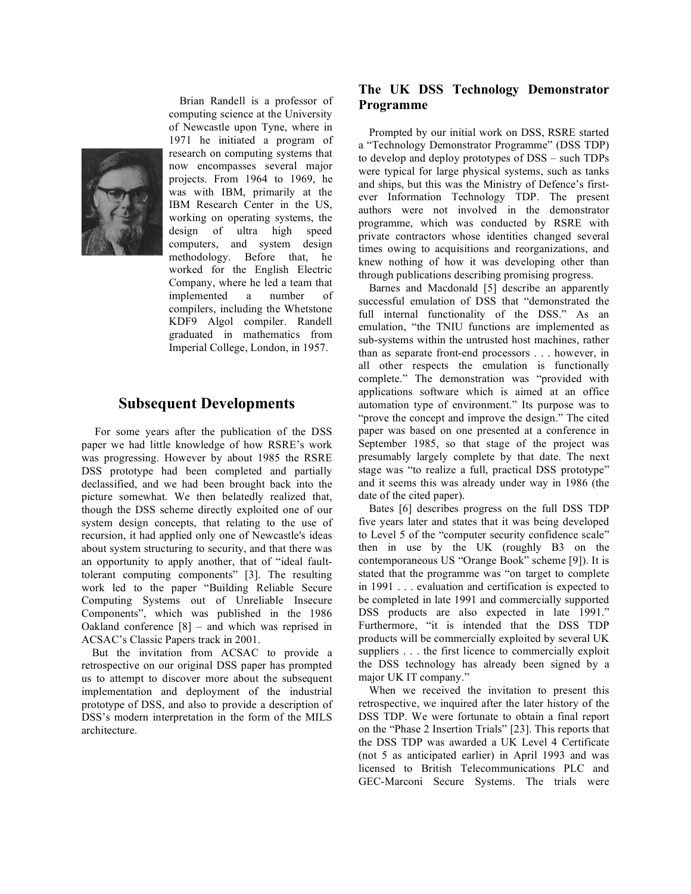Brian Randell is a professor of computing science at the University of Newcastle upon Tyne, where in 1971 he initiated a program of research on computing systems that now encompasses several major projects. From 1964 to 1969, he was with IBM, primarily at the IBM Research Center in the US, working on operating systems, the design of ultra high speed computers, and system design methodology. Before that, he worked for the English Electric Company, where he led a team that implemented a number of compilers, including the Whetstone KDF9 Algol compiler. Randell graduated in mathematics from Imperial College, London, in 1957.

## Subsequent Developments

For some years after the publication of the DSS paper we had little knowledge of how RSRE's work was progressing. However by about 1985 the RSRE DSS prototype had been completed and partially declassified, and we had been brought back into the picture somewhat. We then belatedly realized that, though the DSS scheme directly exploited one of our system design concepts, that relating to the use of recursion, it had applied only one of Newcastle's ideas about system structuring to security, and that there was an opportunity to apply another, that of "ideal fault-tolerant computing components" [3]. The resulting work led to the paper "Building Reliable Secure Computing Systems out of Unreliable Insecure Components", which was published in the 1986 Oakland conference [8] – and which was reprised in ACSAC's Classic Papers track in 2001.

But the invitation from ACSAC to provide a retrospective on our original DSS paper has prompted us to attempt to discover more about the subsequent implementation and deployment of the industrial prototype of DSS, and also to provide a description of DSS's modern interpretation in the form of the MILS architecture.

### The UK DSS Technology Demonstrator Programme

Prompted by our initial work on DSS, RSRE started a "Technology Demonstrator Programme" (DSS TDP) to develop and deploy prototypes of DSS – such TDPs were typical for large physical systems, such as tanks and ships, but this was the Ministry of Defence's first-ever Information Technology TDP. The present authors were not involved in the demonstrator programme, which was conducted by RSRE with private contractors whose identities changed several times owing to acquisitions and reorganizations, and knew nothing of how it was developing other than through publications describing promising progress.

Barnes and Macdonald [5] describe an apparently successful emulation of DSS that "demonstrated the full internal functionality of the DSS." As an emulation, "the TNIU functions are implemented as sub-systems within the untrusted host machines, rather than as separate front-end processors . . . however, in all other respects the emulation is functionally complete." The demonstration was "provided with applications software which is aimed at an office automation type of environment." Its purpose was to "prove the concept and improve the design." The cited paper was based on one presented at a conference in September 1985, so that stage of the project was presumably largely complete by that date. The next stage was "to realize a full, practical DSS prototype" and it seems this was already under way in 1986 (the date of the cited paper).

Bates [6] describes progress on the full DSS TDP five years later and states that it was being developed to Level 5 of the "computer security confidence scale" then in use by the UK (roughly B3 on the contemporaneous US "Orange Book" scheme [9]). It is stated that the programme was "on target to complete in 1991 . . . evaluation and certification is expected to be completed in late 1991 and commercially supported DSS products are also expected in late 1991." Furthermore, "it is intended that the DSS TDP products will be commercially exploited by several UK suppliers . . . the first licence to commercially exploit the DSS technology has already been signed by a major UK IT company."

When we received the invitation to present this retrospective, we inquired after the later history of the DSS TDP. We were fortunate to obtain a final report on the "Phase 2 Insertion Trials" [23]. This reports that the DSS TDP was awarded a UK Level 4 Certificate (not 5 as anticipated earlier) in April 1993 and was licensed to British Telecommunications PLC and GEC-Marconi Secure Systems. The trials were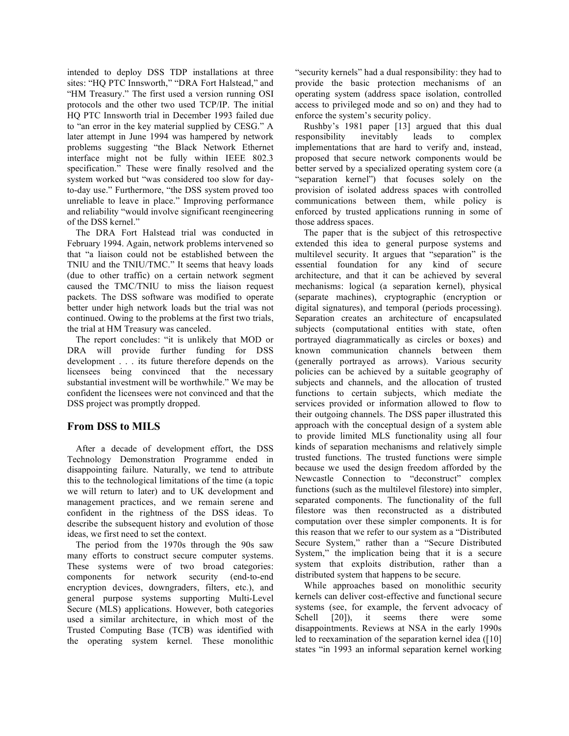intended to deploy DSS TDP installations at three sites: "HQ PTC Innsworth," "DRA Fort Halstead," and "HM Treasury." The first used a version running OSI protocols and the other two used TCP/IP. The initial HQ PTC Innsworth trial in December 1993 failed due to "an error in the key material supplied by CESG." A later attempt in June 1994 was hampered by network problems suggesting "the Black Network Ethernet interface might not be fully within IEEE 802.3 specification." These were finally resolved and the system worked but "was considered too slow for day-to-day use." Furthermore, "the DSS system proved too unreliable to leave in place." Improving performance and reliability "would involve significant reengineering of the DSS kernel."

The DRA Fort Halstead trial was conducted in February 1994. Again, network problems intervened so that "a liaison could not be established between the TNIU and the TNIU/TMC." It seems that heavy loads (due to other traffic) on a certain network segment caused the TMC/TNIU to miss the liaison request packets. The DSS software was modified to operate better under high network loads but the trial was not continued. Owing to the problems at the first two trials, the trial at HM Treasury was canceled.

The report concludes: "it is unlikely that MOD or DRA will provide further funding for DSS development . . . its future therefore depends on the licensees being convinced that the necessary substantial investment will be worthwhile." We may be confident the licensees were not convinced and that the DSS project was promptly dropped.

## From DSS to MILS

After a decade of development effort, the DSS Technology Demonstration Programme ended in disappointing failure. Naturally, we tend to attribute this to the technological limitations of the time (a topic we will return to later) and to UK development and management practices, and we remain serene and confident in the rightness of the DSS ideas. To describe the subsequent history and evolution of those ideas, we first need to set the context.

The period from the 1970s through the 90s saw many efforts to construct secure computer systems. These systems were of two broad categories: components for network security (end-to-end encryption devices, downgraders, filters, etc.), and general purpose systems supporting Multi-Level Secure (MLS) applications. However, both categories used a similar architecture, in which most of the Trusted Computing Base (TCB) was identified with the operating system kernel. These monolithic "security kernels" had a dual responsibility: they had to provide the basic protection mechanisms of an operating system (address space isolation, controlled access to privileged mode and so on) and they had to enforce the system's security policy.

Rushby's 1981 paper [13] argued that this dual responsibility inevitably leads to complex implementations that are hard to verify and, instead, proposed that secure network components would be better served by a specialized operating system core (a "separation kernel") that focuses solely on the provision of isolated address spaces with controlled communications between them, while policy is enforced by trusted applications running in some of those address spaces.

The paper that is the subject of this retrospective extended this idea to general purpose systems and multilevel security. It argues that "separation" is the essential foundation for any kind of secure architecture, and that it can be achieved by several mechanisms: logical (a separation kernel), physical (separate machines), cryptographic (encryption or digital signatures), and temporal (periods processing). Separation creates an architecture of encapsulated subjects (computational entities with state, often portrayed diagrammatically as circles or boxes) and known communication channels between them (generally portrayed as arrows). Various security policies can be achieved by a suitable geography of subjects and channels, and the allocation of trusted functions to certain subjects, which mediate the services provided or information allowed to flow to their outgoing channels. The DSS paper illustrated this approach with the conceptual design of a system able to provide limited MLS functionality using all four kinds of separation mechanisms and relatively simple trusted functions. The trusted functions were simple because we used the design freedom afforded by the Newcastle Connection to "deconstruct" complex functions (such as the multilevel filestore) into simpler, separated components. The functionality of the full filestore was then reconstructed as a distributed computation over these simpler components. It is for this reason that we refer to our system as a "Distributed Secure System," rather than a "Secure Distributed System," the implication being that it is a secure system that exploits distribution, rather than a distributed system that happens to be secure.

While approaches based on monolithic security kernels can deliver cost-effective and functional secure systems (see, for example, the fervent advocacy of Schell [20]), it seems there were some disappointments. Reviews at NSA in the early 1990s led to reexamination of the separation kernel idea ([10] states "in 1993 an informal separation kernel working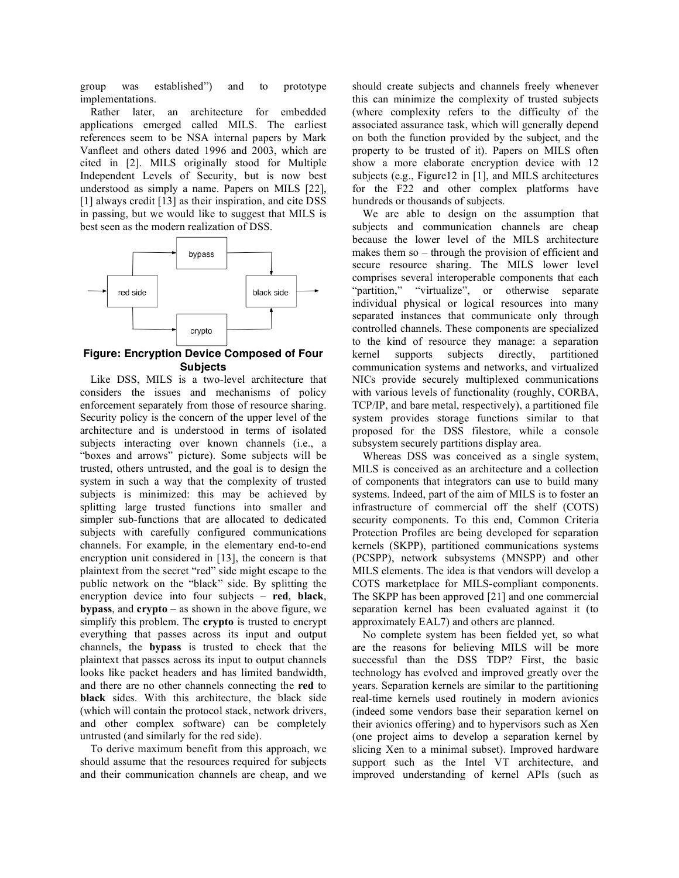group was established") and to prototype implementations.

Rather later, an architecture for embedded applications emerged called MILS. The earliest references seem to be NSA internal papers by Mark Vanfleet and others dated 1996 and 2003, which are cited in [2]. MILS originally stood for Multiple Independent Levels of Security, but is now best understood as simply a name. Papers on MILS [22], [1] always credit [13] as their inspiration, and cite DSS in passing, but we would like to suggest that MILS is best seen as the modern realization of DSS.

**Figure: Encryption Device Composed of Four Subjects**

Like DSS, MILS is a two-level architecture that considers the issues and mechanisms of policy enforcement separately from those of resource sharing. Security policy is the concern of the upper level of the architecture and is understood in terms of isolated subjects interacting over known channels (i.e., a "boxes and arrows" picture). Some subjects will be trusted, others untrusted, and the goal is to design the system in such a way that the complexity of trusted subjects is minimized: this may be achieved by splitting large trusted functions into smaller and simpler sub-functions that are allocated to dedicated subjects with carefully configured communications channels. For example, in the elementary end-to-end encryption unit considered in [13], the concern is that plaintext from the secret "red" side might escape to the public network on the "black" side. By splitting the encryption device into four subjects – **red**, **black**, **bypass**, and **crypto** – as shown in the above figure, we simplify this problem. The **crypto** is trusted to encrypt everything that passes across its input and output channels, the **bypass** is trusted to check that the plaintext that passes across its input to output channels looks like packet headers and has limited bandwidth, and there are no other channels connecting the **red** to **black** sides. With this architecture, the black side (which will contain the protocol stack, network drivers, and other complex software) can be completely untrusted (and similarly for the red side).

To derive maximum benefit from this approach, we should assume that the resources required for subjects and their communication channels are cheap, and we should create subjects and channels freely whenever this can minimize the complexity of trusted subjects (where complexity refers to the difficulty of the associated assurance task, which will generally depend on both the function provided by the subject, and the property to be trusted of it). Papers on MILS often show a more elaborate encryption device with 12 subjects (e.g., Figure12 in [1], and MILS architectures for the F22 and other complex platforms have hundreds or thousands of subjects.

We are able to design on the assumption that subjects and communication channels are cheap because the lower level of the MILS architecture makes them so – through the provision of efficient and secure resource sharing. The MILS lower level comprises several interoperable components that each "partition," "virtualize", or otherwise separate individual physical or logical resources into many separated instances that communicate only through controlled channels. These components are specialized to the kind of resource they manage: a separation kernel supports subjects directly, partitioned communication systems and networks, and virtualized NICs provide securely multiplexed communications with various levels of functionality (roughly, CORBA, TCP/IP, and bare metal, respectively), a partitioned file system provides storage functions similar to that proposed for the DSS filestore, while a console subsystem securely partitions display area.

Whereas DSS was conceived as a single system, MILS is conceived as an architecture and a collection of components that integrators can use to build many systems. Indeed, part of the aim of MILS is to foster an infrastructure of commercial off the shelf (COTS) security components. To this end, Common Criteria Protection Profiles are being developed for separation kernels (SKPP), partitioned communications systems (PCSPP), network subsystems (MNSPP) and other MILS elements. The idea is that vendors will develop a COTS marketplace for MILS-compliant components. The SKPP has been approved [21] and one commercial separation kernel has been evaluated against it (to approximately EAL7) and others are planned.

No complete system has been fielded yet, so what are the reasons for believing MILS will be more successful than the DSS TDP? First, the basic technology has evolved and improved greatly over the years. Separation kernels are similar to the partitioning real-time kernels used routinely in modern avionics (indeed some vendors base their separation kernel on their avionics offering) and to hypervisors such as Xen (one project aims to develop a separation kernel by slicing Xen to a minimal subset). Improved hardware support such as the Intel VT architecture, and improved understanding of kernel APIs (such as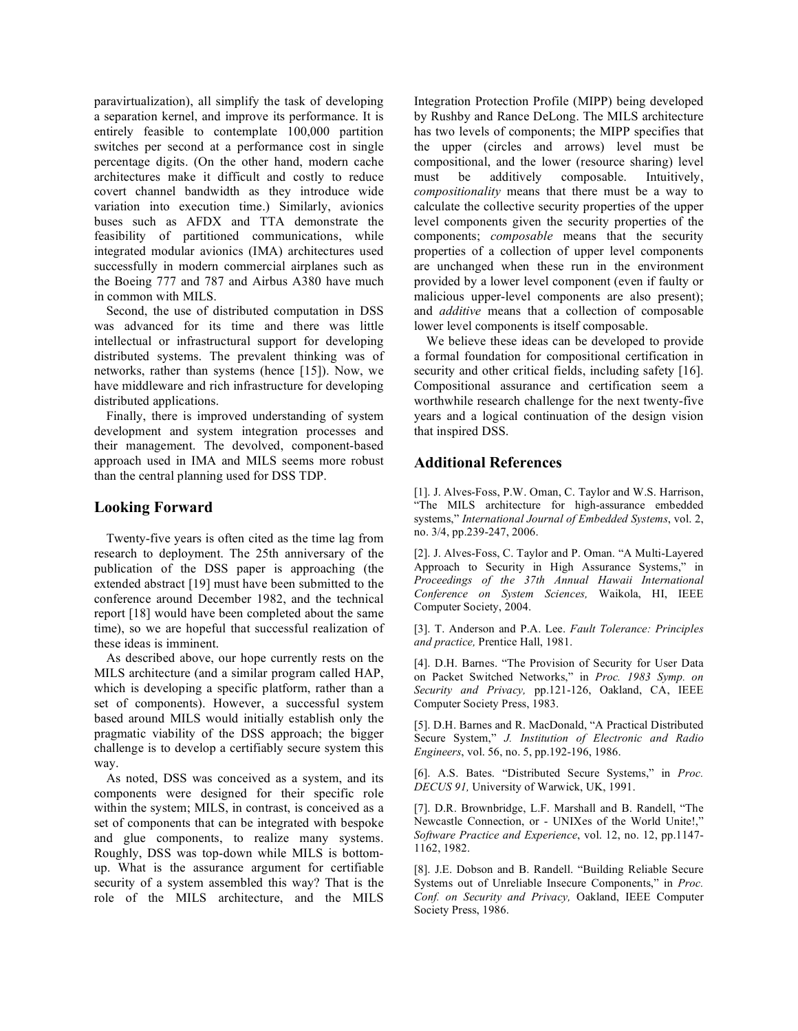paravirtualization), all simplify the task of developing a separation kernel, and improve its performance. It is entirely feasible to contemplate 100,000 partition switches per second at a performance cost in single percentage digits. (On the other hand, modern cache architectures make it difficult and costly to reduce covert channel bandwidth as they introduce wide variation into execution time.) Similarly, avionics buses such as AFDX and TTA demonstrate the feasibility of partitioned communications, while integrated modular avionics (IMA) architectures used successfully in modern commercial airplanes such as the Boeing 777 and 787 and Airbus A380 have much in common with MILS.

Second, the use of distributed computation in DSS was advanced for its time and there was little intellectual or infrastructural support for developing distributed systems. The prevalent thinking was of networks, rather than systems (hence [15]). Now, we have middleware and rich infrastructure for developing distributed applications.

Finally, there is improved understanding of system development and system integration processes and their management. The devolved, component-based approach used in IMA and MILS seems more robust than the central planning used for DSS TDP.

## Looking Forward

Twenty-five years is often cited as the time lag from research to deployment. The 25th anniversary of the publication of the DSS paper is approaching (the extended abstract [19] must have been submitted to the conference around December 1982, and the technical report [18] would have been completed about the same time), so we are hopeful that successful realization of these ideas is imminent.

As described above, our hope currently rests on the MILS architecture (and a similar program called HAP, which is developing a specific platform, rather than a set of components). However, a successful system based around MILS would initially establish only the pragmatic viability of the DSS approach; the bigger challenge is to develop a certifiably secure system this way.

As noted, DSS was conceived as a system, and its components were designed for their specific role within the system; MILS, in contrast, is conceived as a set of components that can be integrated with bespoke and glue components, to realize many systems. Roughly, DSS was top-down while MILS is bottom-up. What is the assurance argument for certifiable security of a system assembled this way? That is the role of the MILS architecture, and the MILS Integration Protection Profile (MIPP) being developed by Rushby and Rance DeLong. The MILS architecture has two levels of components; the MIPP specifies that the upper (circles and arrows) level must be compositional, and the lower (resource sharing) level must be additively composable. Intuitively, *compositionality* means that there must be a way to calculate the collective security properties of the upper level components given the security properties of the components; *composable* means that the security properties of a collection of upper level components are unchanged when these run in the environment provided by a lower level component (even if faulty or malicious upper-level components are also present); and *additive* means that a collection of composable lower level components is itself composable.

We believe these ideas can be developed to provide a formal foundation for compositional certification in security and other critical fields, including safety [16]. Compositional assurance and certification seem a worthwhile research challenge for the next twenty-five years and a logical continuation of the design vision that inspired DSS.

## Additional References

[1]. J. Alves-Foss, P.W. Oman, C. Taylor and W.S. Harrison, "The MILS architecture for high-assurance embedded systems," *International Journal of Embedded Systems*, vol. 2, no. 3/4, pp.239-247, 2006.

[2]. J. Alves-Foss, C. Taylor and P. Oman. "A Multi-Layered Approach to Security in High Assurance Systems," in *Proceedings of the 37th Annual Hawaii International Conference on System Sciences,* Waikola, HI, IEEE Computer Society, 2004.

[3]. T. Anderson and P.A. Lee. *Fault Tolerance: Principles and practice,* Prentice Hall, 1981.

[4]. D.H. Barnes. "The Provision of Security for User Data on Packet Switched Networks," in *Proc. 1983 Symp. on Security and Privacy,* pp.121-126, Oakland, CA, IEEE Computer Society Press, 1983.

[5]. D.H. Barnes and R. MacDonald, "A Practical Distributed Secure System," *J. Institution of Electronic and Radio Engineers*, vol. 56, no. 5, pp.192-196, 1986.

[6]. A.S. Bates. "Distributed Secure Systems," in *Proc. DECUS 91,* University of Warwick, UK, 1991.

[7]. D.R. Brownbridge, L.F. Marshall and B. Randell, "The Newcastle Connection, or - UNIXes of the World Unite!," *Software Practice and Experience*, vol. 12, no. 12, pp.1147-1162, 1982.

[8]. J.E. Dobson and B. Randell. "Building Reliable Secure Systems out of Unreliable Insecure Components," in *Proc. Conf. on Security and Privacy,* Oakland, IEEE Computer Society Press, 1986.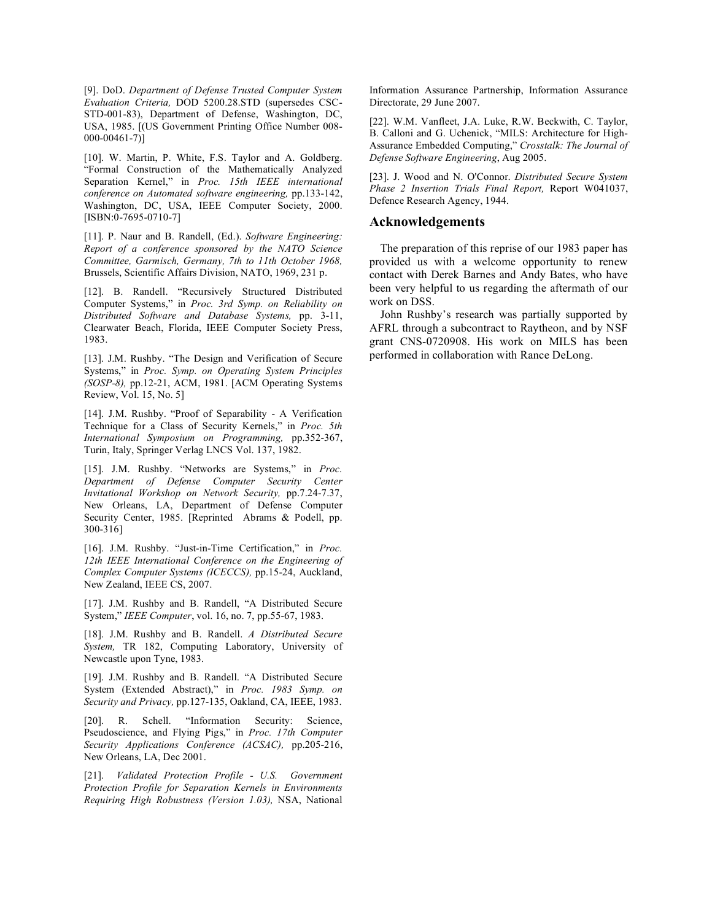[9]. DoD. *Department of Defense Trusted Computer System Evaluation Criteria,* DOD 5200.28.STD (supersedes CSC-STD-001-83), Department of Defense, Washington, DC, USA, 1985. [(US Government Printing Office Number 008-000-00461-7)]

[10]. W. Martin, P. White, F.S. Taylor and A. Goldberg. "Formal Construction of the Mathematically Analyzed Separation Kernel," in *Proc. 15th IEEE international conference on Automated software engineering,* pp.133-142, Washington, DC, USA, IEEE Computer Society, 2000. [ISBN:0-7695-0710-7]

[11]. P. Naur and B. Randell, (Ed.). *Software Engineering: Report of a conference sponsored by the NATO Science Committee, Garmisch, Germany, 7th to 11th October 1968,* Brussels, Scientific Affairs Division, NATO, 1969, 231 p.

[12]. B. Randell. "Recursively Structured Distributed Computer Systems," in *Proc. 3rd Symp. on Reliability on Distributed Software and Database Systems,* pp. 3-11, Clearwater Beach, Florida, IEEE Computer Society Press, 1983.

[13]. J.M. Rushby. "The Design and Verification of Secure Systems," in *Proc. Symp. on Operating System Principles (SOSP-8),* pp.12-21, ACM, 1981. [ACM Operating Systems Review, Vol. 15, No. 5]

[14]. J.M. Rushby. "Proof of Separability - A Verification Technique for a Class of Security Kernels," in *Proc. 5th International Symposium on Programming,* pp.352-367, Turin, Italy, Springer Verlag LNCS Vol. 137, 1982.

[15]. J.M. Rushby. "Networks are Systems," in *Proc. Department of Defense Computer Security Center Invitational Workshop on Network Security,* pp.7.24-7.37, New Orleans, LA, Department of Defense Computer Security Center, 1985. [Reprinted Abrams & Podell, pp. 300-316]

[16]. J.M. Rushby. "Just-in-Time Certification," in *Proc. 12th IEEE International Conference on the Engineering of Complex Computer Systems (ICECCS),* pp.15-24, Auckland, New Zealand, IEEE CS, 2007.

[17]. J.M. Rushby and B. Randell, "A Distributed Secure System," *IEEE Computer*, vol. 16, no. 7, pp.55-67, 1983.

[18]. J.M. Rushby and B. Randell. *A Distributed Secure System,* TR 182, Computing Laboratory, University of Newcastle upon Tyne, 1983.

[19]. J.M. Rushby and B. Randell. "A Distributed Secure System (Extended Abstract)," in *Proc. 1983 Symp. on Security and Privacy,* pp.127-135, Oakland, CA, IEEE, 1983.

[20]. R. Schell. "Information Security: Science, Pseudoscience, and Flying Pigs," in *Proc. 17th Computer Security Applications Conference (ACSAC),* pp.205-216, New Orleans, LA, Dec 2001.

[21]. *Validated Protection Profile - U.S. Government Protection Profile for Separation Kernels in Environments Requiring High Robustness (Version 1.03),* NSA, National Information Assurance Partnership, Information Assurance Directorate, 29 June 2007.

[22]. W.M. Vanfleet, J.A. Luke, R.W. Beckwith, C. Taylor, B. Calloni and G. Uchenick, "MILS: Architecture for High-Assurance Embedded Computing," *Crosstalk: The Journal of Defense Software Engineering*, Aug 2005.

[23]. J. Wood and N. O'Connor. *Distributed Secure System Phase 2 Insertion Trials Final Report,* Report W041037, Defence Research Agency, 1944.

## Acknowledgements

The preparation of this reprise of our 1983 paper has provided us with a welcome opportunity to renew contact with Derek Barnes and Andy Bates, who have been very helpful to us regarding the aftermath of our work on DSS.

John Rushby's research was partially supported by AFRL through a subcontract to Raytheon, and by NSF grant CNS-0720908. His work on MILS has been performed in collaboration with Rance DeLong.